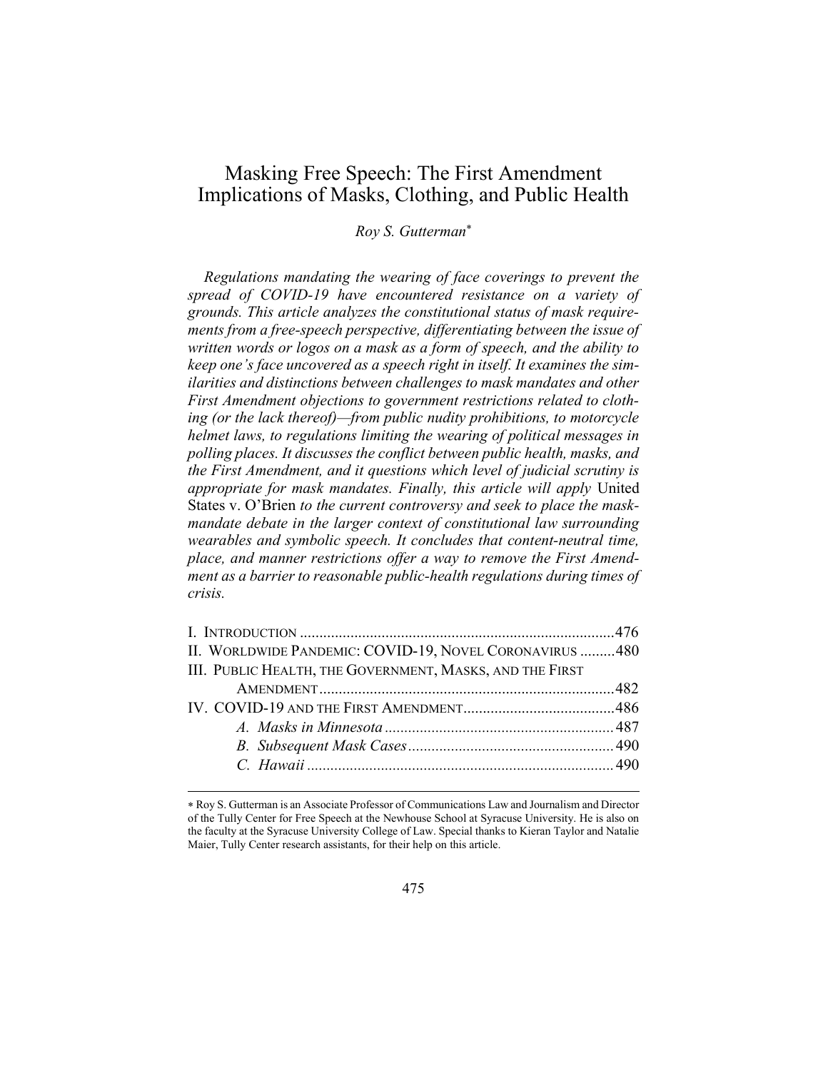# Masking Free Speech: The First Amendment Implications of Masks, Clothing, and Public Health

*Roy S. Gutterman*[*]

*Regulations mandating the wearing of face coverings to prevent the spread of COVID-19 have encountered resistance on a variety of grounds. This article analyzes the constitutional status of mask requirements from a free-speech perspective, differentiating between the issue of written words or logos on a mask as a form of speech, and the ability to keep one's face uncovered as a speech right in itself. It examines the similarities and distinctions between challenges to mask mandates and other First Amendment objections to government restrictions related to clothing (or the lack thereof)—from public nudity prohibitions, to motorcycle helmet laws, to regulations limiting the wearing of political messages in polling places. It discusses the conflict between public health, masks, and the First Amendment, and it questions which level of judicial scrutiny is appropriate for mask mandates. Finally, this article will apply* United States v. O'Brien *to the current controversy and seek to place the mask-mandate debate in the larger context of constitutional law surrounding wearables and symbolic speech. It concludes that content-neutral time, place, and manner restrictions offer a way to remove the First Amendment as a barrier to reasonable public-health regulations during times of crisis.*

| | |
|---|---|
| I. INTRODUCTION | 476 |
| II. WORLDWIDE PANDEMIC: COVID-19, NOVEL CORONAVIRUS | 480 |
| III. PUBLIC HEALTH, THE GOVERNMENT, MASKS, AND THE FIRST AMENDMENT | 482 |
| IV. COVID-19 AND THE FIRST AMENDMENT | 486 |
| *A. Masks in Minnesota* | 487 |
| *B. Subsequent Mask Cases* | 490 |
| *C. Hawaii* | 490 |

[*] Roy S. Gutterman is an Associate Professor of Communications Law and Journalism and Director of the Tully Center for Free Speech at the Newhouse School at Syracuse University. He is also on the faculty at the Syracuse University College of Law. Special thanks to Kieran Taylor and Natalie Maier, Tully Center research assistants, for their help on this article.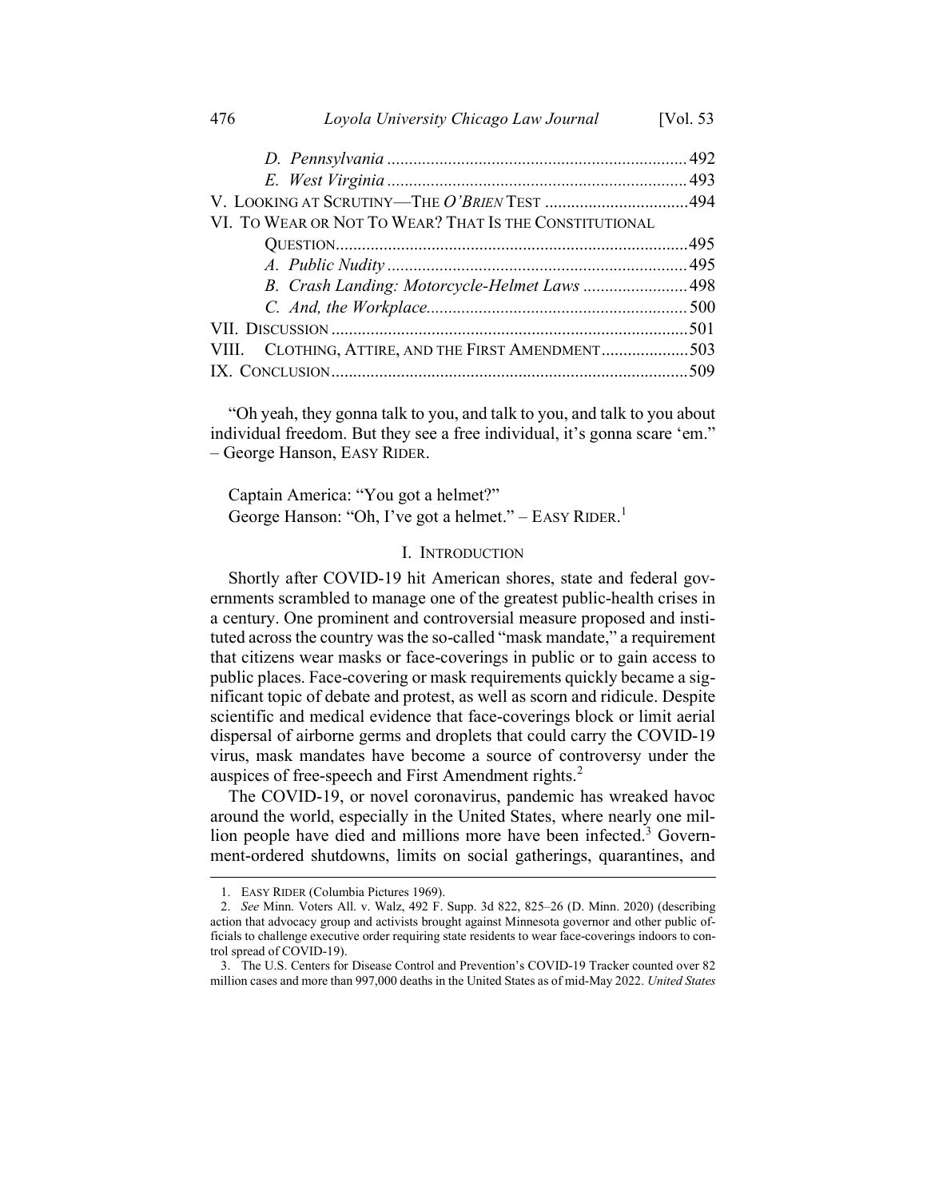D. Pennsylvania ..... 492
E. West Virginia ..... 493
V. LOOKING AT SCRUTINY—THE *O'BRIEN* TEST ..... 494
VI. TO WEAR OR NOT TO WEAR? THAT IS THE CONSTITUTIONAL QUESTION ..... 495
A. Public Nudity ..... 495
B. Crash Landing: Motorcycle-Helmet Laws ..... 498
C. And, the Workplace ..... 500
VII. DISCUSSION ..... 501
VIII. CLOTHING, ATTIRE, AND THE FIRST AMENDMENT ..... 503
IX. CONCLUSION ..... 509

"Oh yeah, they gonna talk to you, and talk to you, and talk to you about individual freedom. But they see a free individual, it's gonna scare 'em." – George Hanson, EASY RIDER.

Captain America: "You got a helmet?"
George Hanson: "Oh, I've got a helmet." – EASY RIDER.[1]

## I. INTRODUCTION

Shortly after COVID-19 hit American shores, state and federal governments scrambled to manage one of the greatest public-health crises in a century. One prominent and controversial measure proposed and instituted across the country was the so-called "mask mandate," a requirement that citizens wear masks or face-coverings in public or to gain access to public places. Face-covering or mask requirements quickly became a significant topic of debate and protest, as well as scorn and ridicule. Despite scientific and medical evidence that face-coverings block or limit aerial dispersal of airborne germs and droplets that could carry the COVID-19 virus, mask mandates have become a source of controversy under the auspices of free-speech and First Amendment rights.[2]

The COVID-19, or novel coronavirus, pandemic has wreaked havoc around the world, especially in the United States, where nearly one million people have died and millions more have been infected.[3] Government-ordered shutdowns, limits on social gatherings, quarantines, and

1. EASY RIDER (Columbia Pictures 1969).

2. *See* Minn. Voters All. v. Walz, 492 F. Supp. 3d 822, 825–26 (D. Minn. 2020) (describing action that advocacy group and activists brought against Minnesota governor and other public officials to challenge executive order requiring state residents to wear face-coverings indoors to control spread of COVID-19).

3. The U.S. Centers for Disease Control and Prevention's COVID-19 Tracker counted over 82 million cases and more than 997,000 deaths in the United States as of mid-May 2022. *United States*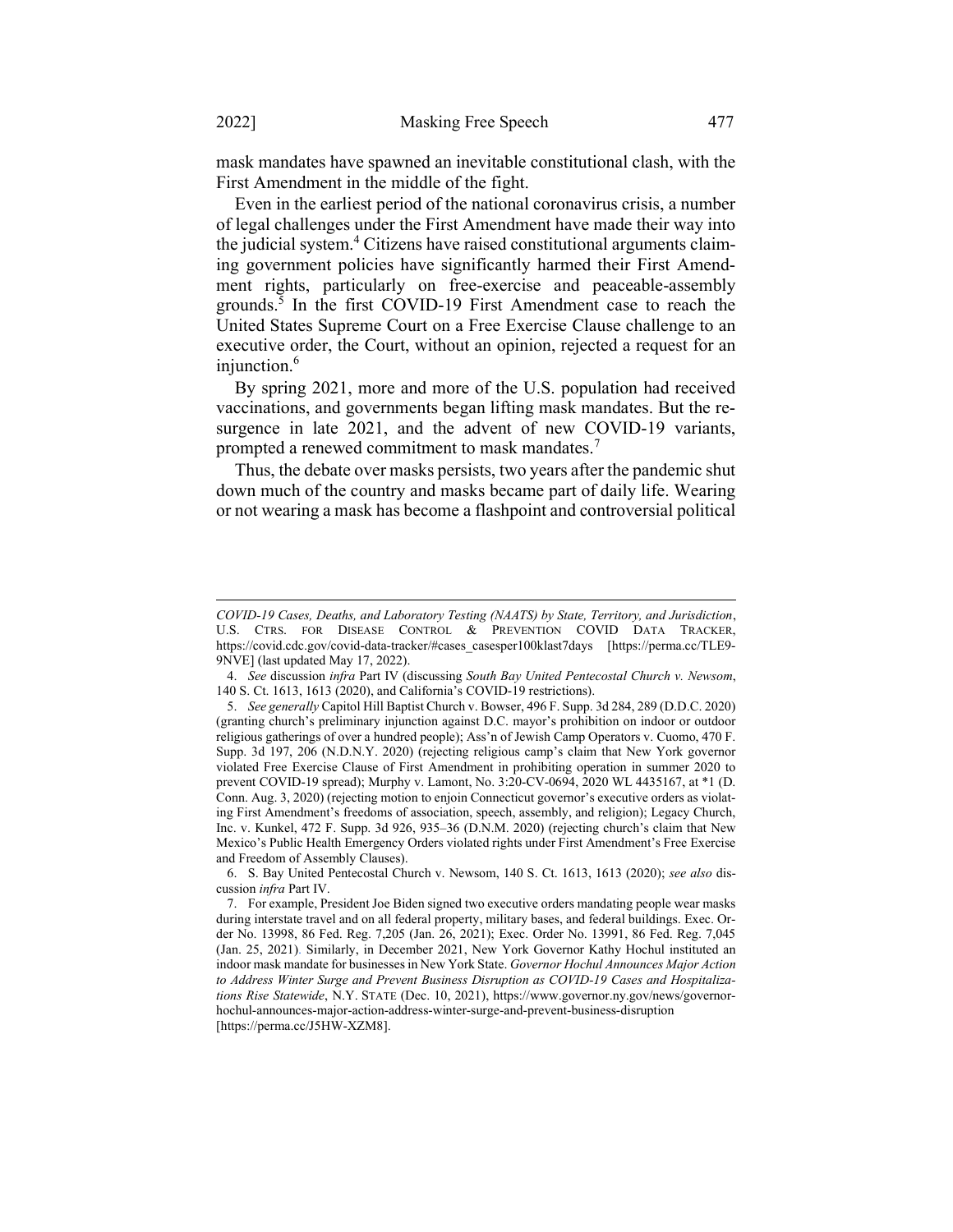mask mandates have spawned an inevitable constitutional clash, with the First Amendment in the middle of the fight.

Even in the earliest period of the national coronavirus crisis, a number of legal challenges under the First Amendment have made their way into the judicial system.[4] Citizens have raised constitutional arguments claiming government policies have significantly harmed their First Amendment rights, particularly on free-exercise and peaceable-assembly grounds.[5] In the first COVID-19 First Amendment case to reach the United States Supreme Court on a Free Exercise Clause challenge to an executive order, the Court, without an opinion, rejected a request for an injunction.[6]

By spring 2021, more and more of the U.S. population had received vaccinations, and governments began lifting mask mandates. But the resurgence in late 2021, and the advent of new COVID-19 variants, prompted a renewed commitment to mask mandates.[7]

Thus, the debate over masks persists, two years after the pandemic shut down much of the country and masks became part of daily life. Wearing or not wearing a mask has become a flashpoint and controversial political

---

*COVID-19 Cases, Deaths, and Laboratory Testing (NAATS) by State, Territory, and Jurisdiction*, U.S. CTRS. FOR DISEASE CONTROL & PREVENTION COVID DATA TRACKER, https://covid.cdc.gov/covid-data-tracker/#cases_casesper100klast7days [https://perma.cc/TLE9-9NVE] (last updated May 17, 2022).

4. *See* discussion *infra* Part IV (discussing *South Bay United Pentecostal Church v. Newsom*, 140 S. Ct. 1613, 1613 (2020), and California's COVID-19 restrictions).

5. *See generally* Capitol Hill Baptist Church v. Bowser, 496 F. Supp. 3d 284, 289 (D.D.C. 2020) (granting church's preliminary injunction against D.C. mayor's prohibition on indoor or outdoor religious gatherings of over a hundred people); Ass'n of Jewish Camp Operators v. Cuomo, 470 F. Supp. 3d 197, 206 (N.D.N.Y. 2020) (rejecting religious camp's claim that New York governor violated Free Exercise Clause of First Amendment in prohibiting operation in summer 2020 to prevent COVID-19 spread); Murphy v. Lamont, No. 3:20-CV-0694, 2020 WL 4435167, at *1 (D. Conn. Aug. 3, 2020) (rejecting motion to enjoin Connecticut governor's executive orders as violating First Amendment's freedoms of association, speech, assembly, and religion); Legacy Church, Inc. v. Kunkel, 472 F. Supp. 3d 926, 935–36 (D.N.M. 2020) (rejecting church's claim that New Mexico's Public Health Emergency Orders violated rights under First Amendment's Free Exercise and Freedom of Assembly Clauses).

6. S. Bay United Pentecostal Church v. Newsom, 140 S. Ct. 1613, 1613 (2020); *see also* discussion *infra* Part IV.

7. For example, President Joe Biden signed two executive orders mandating people wear masks during interstate travel and on all federal property, military bases, and federal buildings. Exec. Order No. 13998, 86 Fed. Reg. 7,205 (Jan. 26, 2021); Exec. Order No. 13991, 86 Fed. Reg. 7,045 (Jan. 25, 2021). Similarly, in December 2021, New York Governor Kathy Hochul instituted an indoor mask mandate for businesses in New York State. *Governor Hochul Announces Major Action to Address Winter Surge and Prevent Business Disruption as COVID-19 Cases and Hospitalizations Rise Statewide*, N.Y. STATE (Dec. 10, 2021), https://www.governor.ny.gov/news/governor-hochul-announces-major-action-address-winter-surge-and-prevent-business-disruption [https://perma.cc/J5HW-XZM8].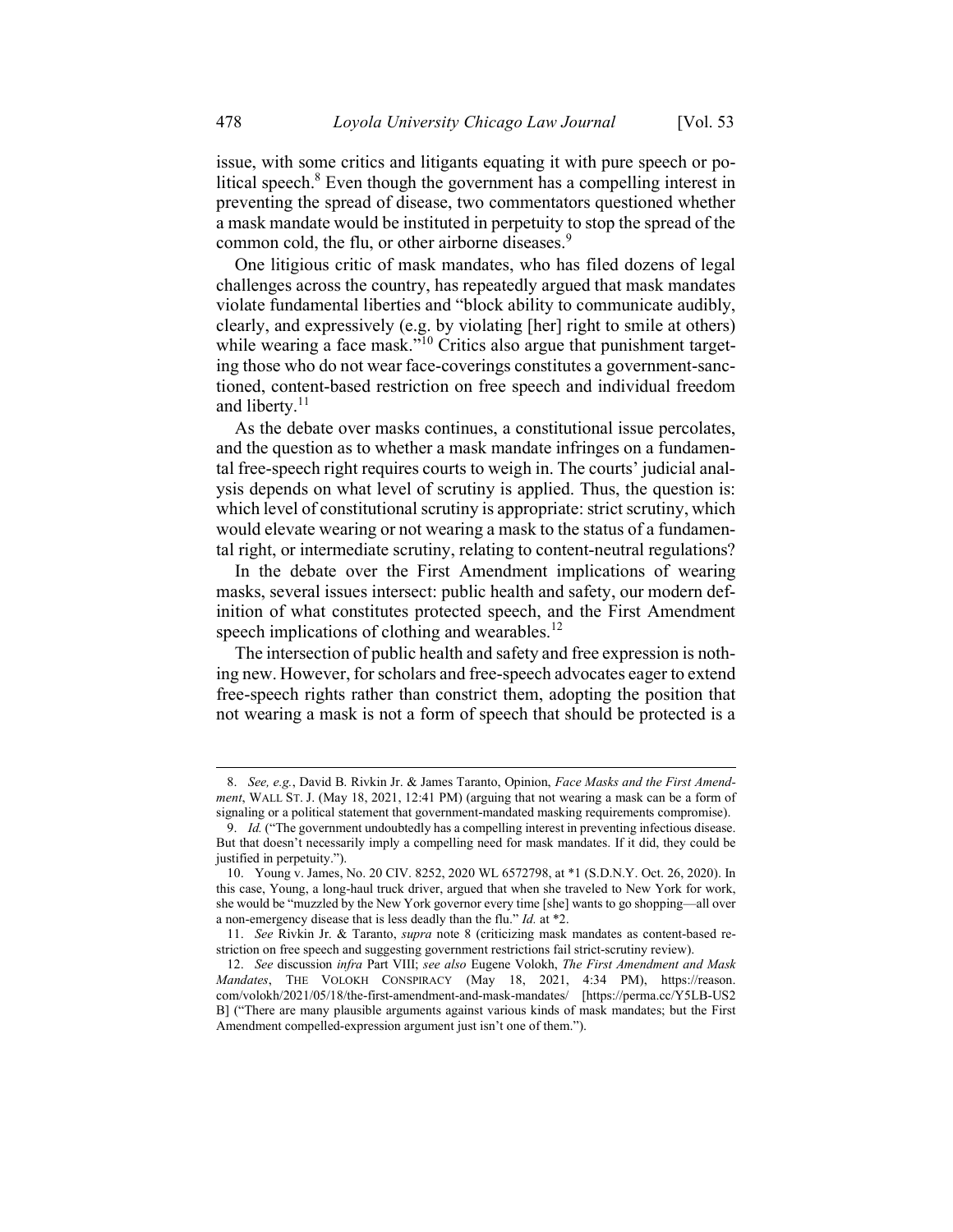issue, with some critics and litigants equating it with pure speech or political speech.[8] Even though the government has a compelling interest in preventing the spread of disease, two commentators questioned whether a mask mandate would be instituted in perpetuity to stop the spread of the common cold, the flu, or other airborne diseases.[9]

One litigious critic of mask mandates, who has filed dozens of legal challenges across the country, has repeatedly argued that mask mandates violate fundamental liberties and "block ability to communicate audibly, clearly, and expressively (e.g. by violating [her] right to smile at others) while wearing a face mask."[10] Critics also argue that punishment targeting those who do not wear face-coverings constitutes a government-sanctioned, content-based restriction on free speech and individual freedom and liberty.[11]

As the debate over masks continues, a constitutional issue percolates, and the question as to whether a mask mandate infringes on a fundamental free-speech right requires courts to weigh in. The courts' judicial analysis depends on what level of constitutional scrutiny is applied. Thus, the question is: which level of constitutional scrutiny is appropriate: strict scrutiny, which would elevate wearing or not wearing a mask to the status of a fundamental right, or intermediate scrutiny, relating to content-neutral regulations?

In the debate over the First Amendment implications of wearing masks, several issues intersect: public health and safety, our modern definition of what constitutes protected speech, and the First Amendment speech implications of clothing and wearables.[12]

The intersection of public health and safety and free expression is nothing new. However, for scholars and free-speech advocates eager to extend free-speech rights rather than constrict them, adopting the position that not wearing a mask is not a form of speech that should be protected is a

---

8. *See, e.g.*, David B. Rivkin Jr. & James Taranto, Opinion, *Face Masks and the First Amendment*, WALL ST. J. (May 18, 2021, 12:41 PM) (arguing that not wearing a mask can be a form of signaling or a political statement that government-mandated masking requirements compromise).

9. *Id.* ("The government undoubtedly has a compelling interest in preventing infectious disease. But that doesn't necessarily imply a compelling need for mask mandates. If it did, they could be justified in perpetuity.").

10. Young v. James, No. 20 CIV. 8252, 2020 WL 6572798, at *1 (S.D.N.Y. Oct. 26, 2020). In this case, Young, a long-haul truck driver, argued that when she traveled to New York for work, she would be "muzzled by the New York governor every time [she] wants to go shopping—all over a non-emergency disease that is less deadly than the flu." *Id.* at *2.

11. *See* Rivkin Jr. & Taranto, *supra* note 8 (criticizing mask mandates as content-based restriction on free speech and suggesting government restrictions fail strict-scrutiny review).

12. *See* discussion *infra* Part VIII; *see also* Eugene Volokh, *The First Amendment and Mask Mandates*, THE VOLOKH CONSPIRACY (May 18, 2021, 4:34 PM), https://reason.com/volokh/2021/05/18/the-first-amendment-and-mask-mandates/ [https://perma.cc/Y5LB-US2B] ("There are many plausible arguments against various kinds of mask mandates; but the First Amendment compelled-expression argument just isn't one of them.").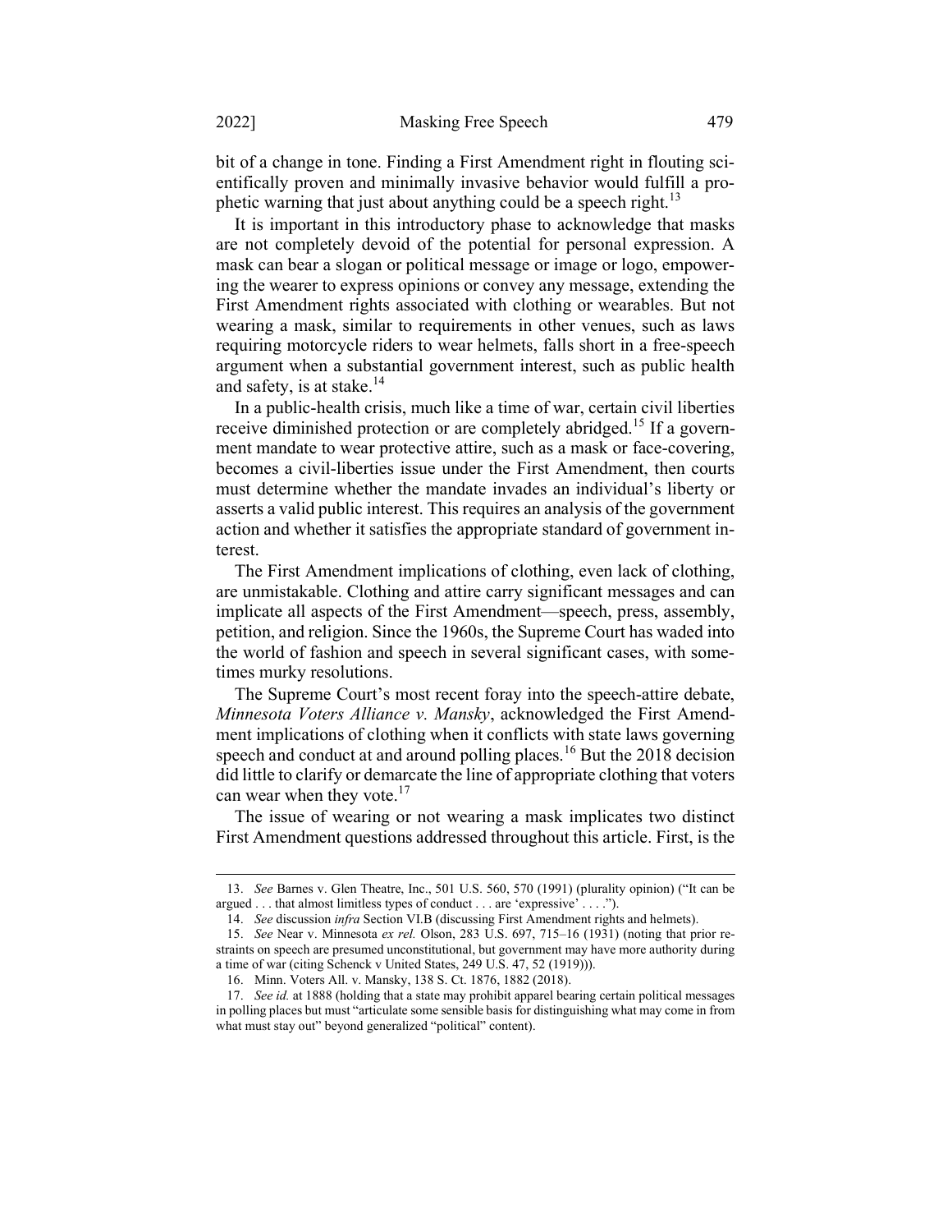bit of a change in tone. Finding a First Amendment right in flouting scientifically proven and minimally invasive behavior would fulfill a prophetic warning that just about anything could be a speech right.[13]

It is important in this introductory phase to acknowledge that masks are not completely devoid of the potential for personal expression. A mask can bear a slogan or political message or image or logo, empowering the wearer to express opinions or convey any message, extending the First Amendment rights associated with clothing or wearables. But not wearing a mask, similar to requirements in other venues, such as laws requiring motorcycle riders to wear helmets, falls short in a free-speech argument when a substantial government interest, such as public health and safety, is at stake.[14]

In a public-health crisis, much like a time of war, certain civil liberties receive diminished protection or are completely abridged.[15] If a government mandate to wear protective attire, such as a mask or face-covering, becomes a civil-liberties issue under the First Amendment, then courts must determine whether the mandate invades an individual's liberty or asserts a valid public interest. This requires an analysis of the government action and whether it satisfies the appropriate standard of government interest.

The First Amendment implications of clothing, even lack of clothing, are unmistakable. Clothing and attire carry significant messages and can implicate all aspects of the First Amendment—speech, press, assembly, petition, and religion. Since the 1960s, the Supreme Court has waded into the world of fashion and speech in several significant cases, with sometimes murky resolutions.

The Supreme Court's most recent foray into the speech-attire debate, *Minnesota Voters Alliance v. Mansky*, acknowledged the First Amendment implications of clothing when it conflicts with state laws governing speech and conduct at and around polling places.[16] But the 2018 decision did little to clarify or demarcate the line of appropriate clothing that voters can wear when they vote.[17]

The issue of wearing or not wearing a mask implicates two distinct First Amendment questions addressed throughout this article. First, is the

---

13. *See* Barnes v. Glen Theatre, Inc., 501 U.S. 560, 570 (1991) (plurality opinion) ("It can be argued . . . that almost limitless types of conduct . . . are 'expressive' . . . .").

14. *See* discussion *infra* Section VI.B (discussing First Amendment rights and helmets).

15. *See* Near v. Minnesota *ex rel.* Olson, 283 U.S. 697, 715–16 (1931) (noting that prior restraints on speech are presumed unconstitutional, but government may have more authority during a time of war (citing Schenck v United States, 249 U.S. 47, 52 (1919))).

16. Minn. Voters All. v. Mansky, 138 S. Ct. 1876, 1882 (2018).

17. *See id.* at 1888 (holding that a state may prohibit apparel bearing certain political messages in polling places but must "articulate some sensible basis for distinguishing what may come in from what must stay out" beyond generalized "political" content).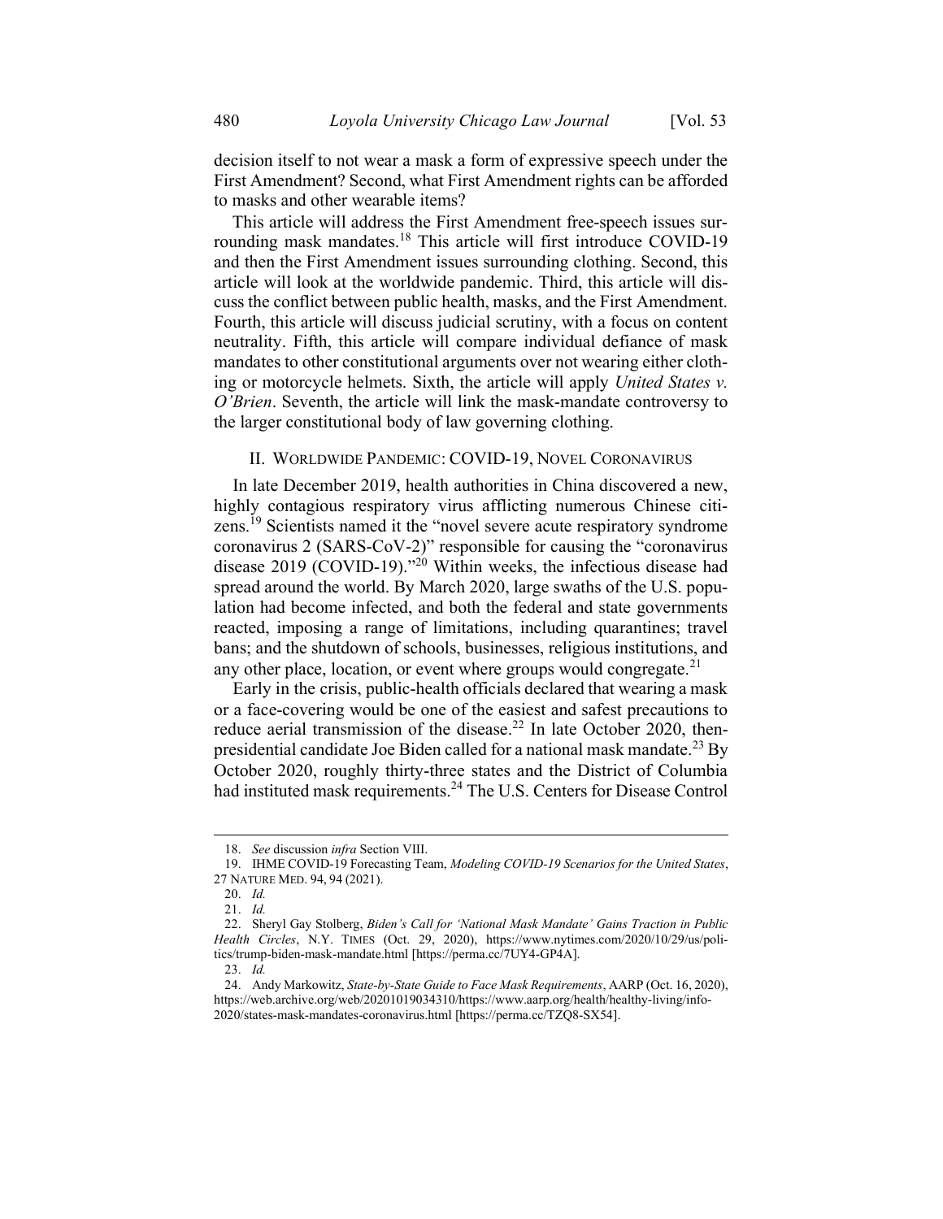decision itself to not wear a mask a form of expressive speech under the First Amendment? Second, what First Amendment rights can be afforded to masks and other wearable items?

This article will address the First Amendment free-speech issues surrounding mask mandates.[18] This article will first introduce COVID-19 and then the First Amendment issues surrounding clothing. Second, this article will look at the worldwide pandemic. Third, this article will discuss the conflict between public health, masks, and the First Amendment. Fourth, this article will discuss judicial scrutiny, with a focus on content neutrality. Fifth, this article will compare individual defiance of mask mandates to other constitutional arguments over not wearing either clothing or motorcycle helmets. Sixth, the article will apply *United States v. O'Brien*. Seventh, the article will link the mask-mandate controversy to the larger constitutional body of law governing clothing.

## II. Worldwide Pandemic: COVID-19, Novel Coronavirus

In late December 2019, health authorities in China discovered a new, highly contagious respiratory virus afflicting numerous Chinese citizens.[19] Scientists named it the "novel severe acute respiratory syndrome coronavirus 2 (SARS-CoV-2)" responsible for causing the "coronavirus disease 2019 (COVID-19)."[20] Within weeks, the infectious disease had spread around the world. By March 2020, large swaths of the U.S. population had become infected, and both the federal and state governments reacted, imposing a range of limitations, including quarantines; travel bans; and the shutdown of schools, businesses, religious institutions, and any other place, location, or event where groups would congregate.[21]

Early in the crisis, public-health officials declared that wearing a mask or a face-covering would be one of the easiest and safest precautions to reduce aerial transmission of the disease.[22] In late October 2020, then-presidential candidate Joe Biden called for a national mask mandate.[23] By October 2020, roughly thirty-three states and the District of Columbia had instituted mask requirements.[24] The U.S. Centers for Disease Control

---

18. *See* discussion *infra* Section VIII.

19. IHME COVID-19 Forecasting Team, *Modeling COVID-19 Scenarios for the United States*, 27 NATURE MED. 94, 94 (2021).

20. *Id.*

21. *Id.*

22. Sheryl Gay Stolberg, *Biden's Call for 'National Mask Mandate' Gains Traction in Public Health Circles*, N.Y. TIMES (Oct. 29, 2020), https://www.nytimes.com/2020/10/29/us/politics/trump-biden-mask-mandate.html [https://perma.cc/7UY4-GP4A].

23. *Id.*

24. Andy Markowitz, *State-by-State Guide to Face Mask Requirements*, AARP (Oct. 16, 2020), https://web.archive.org/web/20201019034310/https://www.aarp.org/health/healthy-living/info-2020/states-mask-mandates-coronavirus.html [https://perma.cc/TZQ8-SX54].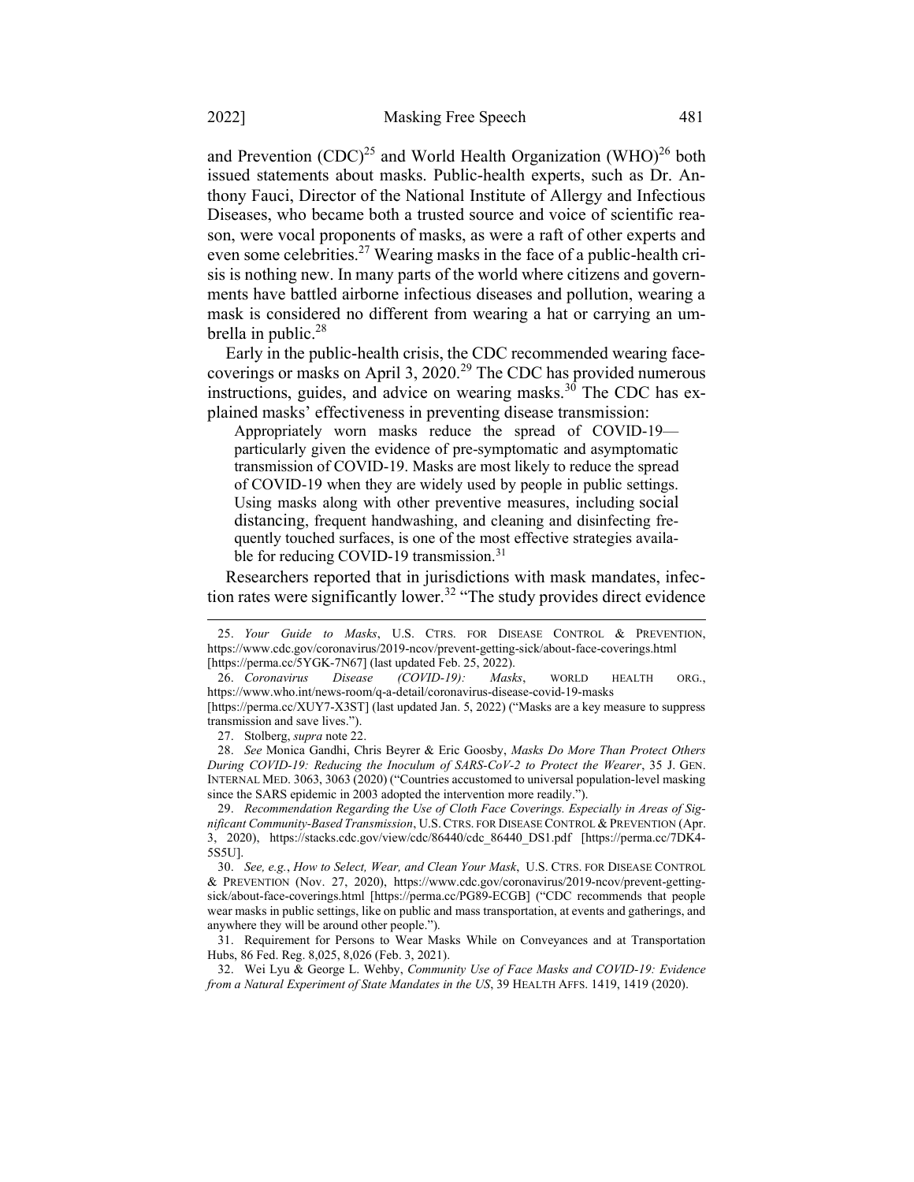and Prevention (CDC)[25] and World Health Organization (WHO)[26] both issued statements about masks. Public-health experts, such as Dr. Anthony Fauci, Director of the National Institute of Allergy and Infectious Diseases, who became both a trusted source and voice of scientific reason, were vocal proponents of masks, as were a raft of other experts and even some celebrities.[27] Wearing masks in the face of a public-health crisis is nothing new. In many parts of the world where citizens and governments have battled airborne infectious diseases and pollution, wearing a mask is considered no different from wearing a hat or carrying an umbrella in public.[28]

Early in the public-health crisis, the CDC recommended wearing face-coverings or masks on April 3, 2020.[29] The CDC has provided numerous instructions, guides, and advice on wearing masks.[30] The CDC has explained masks' effectiveness in preventing disease transmission:

> Appropriately worn masks reduce the spread of COVID-19—particularly given the evidence of pre-symptomatic and asymptomatic transmission of COVID-19. Masks are most likely to reduce the spread of COVID-19 when they are widely used by people in public settings. Using masks along with other preventive measures, including social distancing, frequent handwashing, and cleaning and disinfecting frequently touched surfaces, is one of the most effective strategies available for reducing COVID-19 transmission.[31]

Researchers reported that in jurisdictions with mask mandates, infection rates were significantly lower.[32] "The study provides direct evidence

---

25. *Your Guide to Masks*, U.S. CTRS. FOR DISEASE CONTROL & PREVENTION, https://www.cdc.gov/coronavirus/2019-ncov/prevent-getting-sick/about-face-coverings.html [https://perma.cc/5YGK-7N67] (last updated Feb. 25, 2022).

26. *Coronavirus Disease (COVID-19): Masks*, WORLD HEALTH ORG., https://www.who.int/news-room/q-a-detail/coronavirus-disease-covid-19-masks [https://perma.cc/XUY7-X3ST] (last updated Jan. 5, 2022) ("Masks are a key measure to suppress transmission and save lives.").

27. Stolberg, *supra* note 22.

28. *See* Monica Gandhi, Chris Beyrer & Eric Goosby, *Masks Do More Than Protect Others During COVID-19: Reducing the Inoculum of SARS-CoV-2 to Protect the Wearer*, 35 J. GEN. INTERNAL MED. 3063, 3063 (2020) ("Countries accustomed to universal population-level masking since the SARS epidemic in 2003 adopted the intervention more readily.").

29. *Recommendation Regarding the Use of Cloth Face Coverings. Especially in Areas of Significant Community-Based Transmission*, U.S. CTRS. FOR DISEASE CONTROL & PREVENTION (Apr. 3, 2020), https://stacks.cdc.gov/view/cdc/86440/cdc_86440_DS1.pdf [https://perma.cc/7DK4-5S5U].

30. *See, e.g.*, *How to Select, Wear, and Clean Your Mask*, U.S. CTRS. FOR DISEASE CONTROL & PREVENTION (Nov. 27, 2020), https://www.cdc.gov/coronavirus/2019-ncov/prevent-getting-sick/about-face-coverings.html [https://perma.cc/PG89-ECGB] ("CDC recommends that people wear masks in public settings, like on public and mass transportation, at events and gatherings, and anywhere they will be around other people.").

31. Requirement for Persons to Wear Masks While on Conveyances and at Transportation Hubs, 86 Fed. Reg. 8,025, 8,026 (Feb. 3, 2021).

32. Wei Lyu & George L. Wehby, *Community Use of Face Masks and COVID-19: Evidence from a Natural Experiment of State Mandates in the US*, 39 HEALTH AFFS. 1419, 1419 (2020).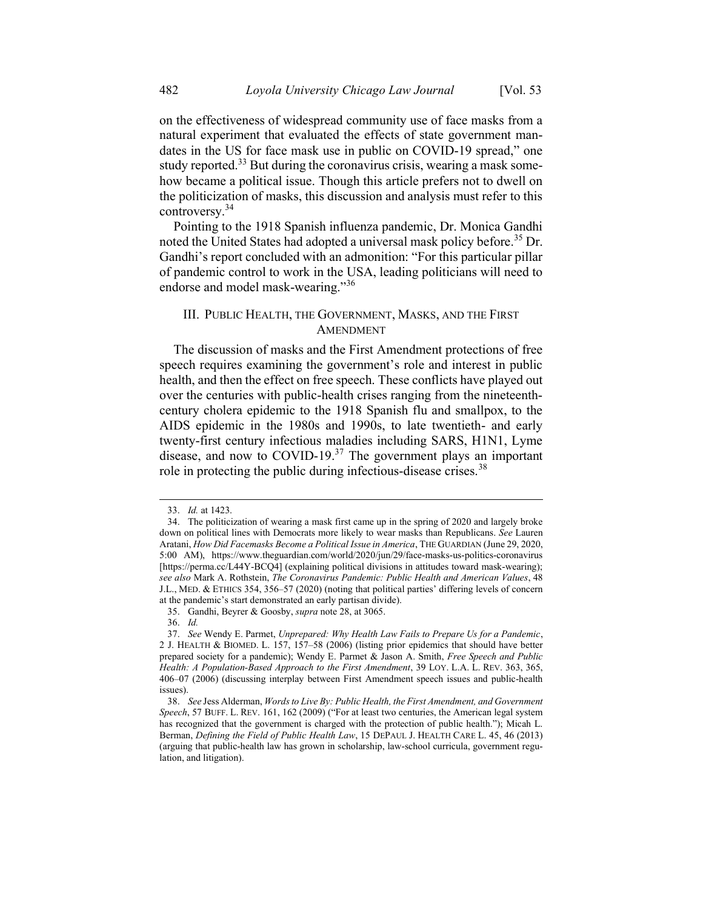on the effectiveness of widespread community use of face masks from a natural experiment that evaluated the effects of state government mandates in the US for face mask use in public on COVID-19 spread," one study reported.[33] But during the coronavirus crisis, wearing a mask somehow became a political issue. Though this article prefers not to dwell on the politicization of masks, this discussion and analysis must refer to this controversy.[34]

Pointing to the 1918 Spanish influenza pandemic, Dr. Monica Gandhi noted the United States had adopted a universal mask policy before.[35] Dr. Gandhi's report concluded with an admonition: "For this particular pillar of pandemic control to work in the USA, leading politicians will need to endorse and model mask-wearing."[36]

## III. Public Health, the Government, Masks, and the First Amendment

The discussion of masks and the First Amendment protections of free speech requires examining the government's role and interest in public health, and then the effect on free speech. These conflicts have played out over the centuries with public-health crises ranging from the nineteenth-century cholera epidemic to the 1918 Spanish flu and smallpox, to the AIDS epidemic in the 1980s and 1990s, to late twentieth- and early twenty-first century infectious maladies including SARS, H1N1, Lyme disease, and now to COVID-19.[37] The government plays an important role in protecting the public during infectious-disease crises.[38]

---

33. *Id.* at 1423.

34. The politicization of wearing a mask first came up in the spring of 2020 and largely broke down on political lines with Democrats more likely to wear masks than Republicans. *See* Lauren Aratani, *How Did Facemasks Become a Political Issue in America*, THE GUARDIAN (June 29, 2020, 5:00 AM), https://www.theguardian.com/world/2020/jun/29/face-masks-us-politics-coronavirus [https://perma.cc/L44Y-BCQ4] (explaining political divisions in attitudes toward mask-wearing); *see also* Mark A. Rothstein, *The Coronavirus Pandemic: Public Health and American Values*, 48 J.L., MED. & ETHICS 354, 356–57 (2020) (noting that political parties' differing levels of concern at the pandemic's start demonstrated an early partisan divide).

35. Gandhi, Beyrer & Goosby, *supra* note 28, at 3065.

36. *Id.*

37. *See* Wendy E. Parmet, *Unprepared: Why Health Law Fails to Prepare Us for a Pandemic*, 2 J. HEALTH & BIOMED. L. 157, 157–58 (2006) (listing prior epidemics that should have better prepared society for a pandemic); Wendy E. Parmet & Jason A. Smith, *Free Speech and Public Health: A Population-Based Approach to the First Amendment*, 39 LOY. L.A. L. REV. 363, 365, 406–07 (2006) (discussing interplay between First Amendment speech issues and public-health issues).

38. *See* Jess Alderman, *Words to Live By: Public Health, the First Amendment, and Government Speech*, 57 BUFF. L. REV. 161, 162 (2009) ("For at least two centuries, the American legal system has recognized that the government is charged with the protection of public health."); Micah L. Berman, *Defining the Field of Public Health Law*, 15 DEPAUL J. HEALTH CARE L. 45, 46 (2013) (arguing that public-health law has grown in scholarship, law-school curricula, government regulation, and litigation).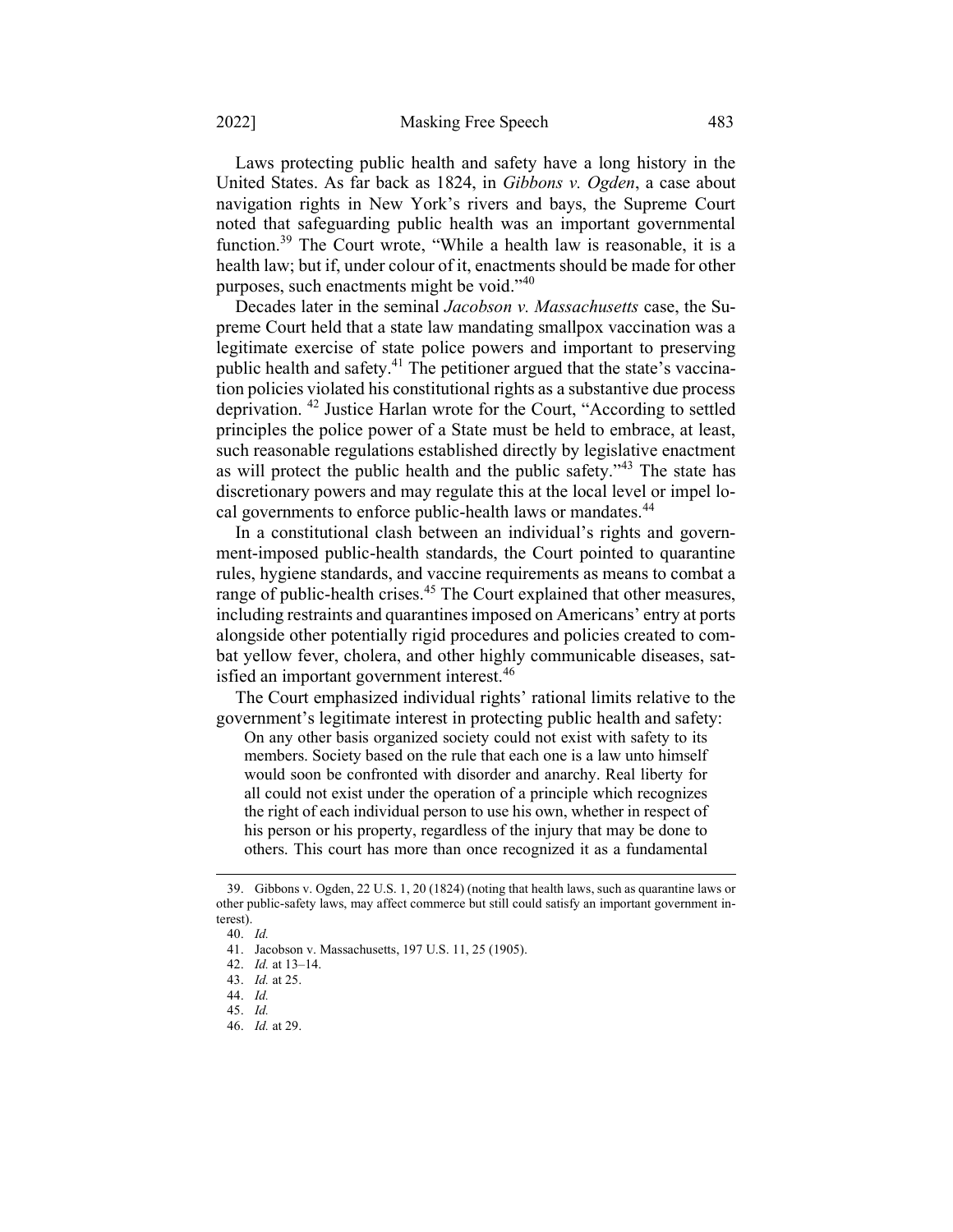Laws protecting public health and safety have a long history in the United States. As far back as 1824, in *Gibbons v. Ogden*, a case about navigation rights in New York's rivers and bays, the Supreme Court noted that safeguarding public health was an important governmental function.[39] The Court wrote, "While a health law is reasonable, it is a health law; but if, under colour of it, enactments should be made for other purposes, such enactments might be void."[40]

Decades later in the seminal *Jacobson v. Massachusetts* case, the Supreme Court held that a state law mandating smallpox vaccination was a legitimate exercise of state police powers and important to preserving public health and safety.[41] The petitioner argued that the state's vaccination policies violated his constitutional rights as a substantive due process deprivation.[42] Justice Harlan wrote for the Court, "According to settled principles the police power of a State must be held to embrace, at least, such reasonable regulations established directly by legislative enactment as will protect the public health and the public safety."[43] The state has discretionary powers and may regulate this at the local level or impel local governments to enforce public-health laws or mandates.[44]

In a constitutional clash between an individual's rights and government-imposed public-health standards, the Court pointed to quarantine rules, hygiene standards, and vaccine requirements as means to combat a range of public-health crises.[45] The Court explained that other measures, including restraints and quarantines imposed on Americans' entry at ports alongside other potentially rigid procedures and policies created to combat yellow fever, cholera, and other highly communicable diseases, satisfied an important government interest.[46]

The Court emphasized individual rights' rational limits relative to the government's legitimate interest in protecting public health and safety:

> On any other basis organized society could not exist with safety to its members. Society based on the rule that each one is a law unto himself would soon be confronted with disorder and anarchy. Real liberty for all could not exist under the operation of a principle which recognizes the right of each individual person to use his own, whether in respect of his person or his property, regardless of the injury that may be done to others. This court has more than once recognized it as a fundamental

---

39. Gibbons v. Ogden, 22 U.S. 1, 20 (1824) (noting that health laws, such as quarantine laws or other public-safety laws, may affect commerce but still could satisfy an important government interest).

40. *Id.*

41. Jacobson v. Massachusetts, 197 U.S. 11, 25 (1905).

42. *Id.* at 13–14.

43. *Id.* at 25.

44. *Id.*

45. *Id.*

46. *Id.* at 29.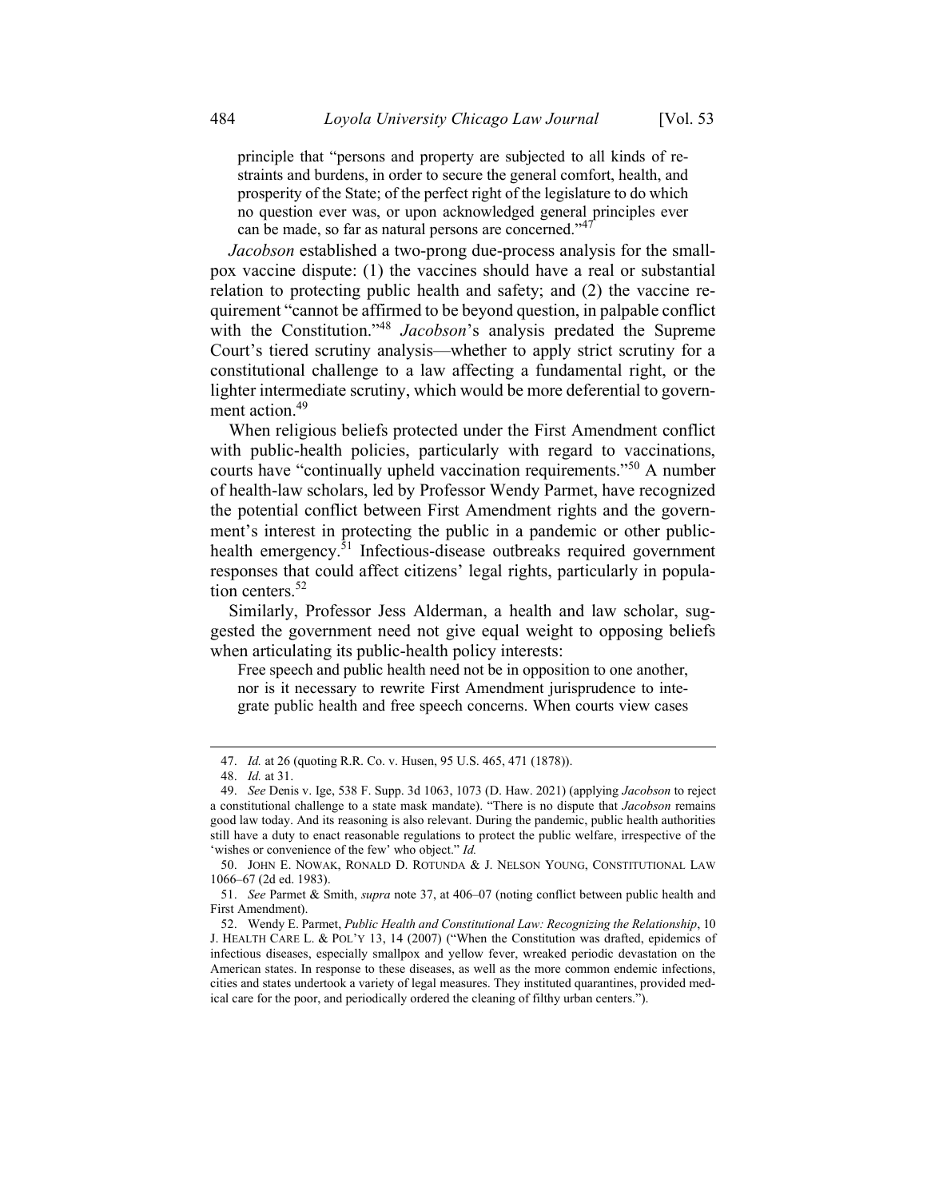> principle that "persons and property are subjected to all kinds of restraints and burdens, in order to secure the general comfort, health, and prosperity of the State; of the perfect right of the legislature to do which no question ever was, or upon acknowledged general principles ever can be made, so far as natural persons are concerned."[47]

*Jacobson* established a two-prong due-process analysis for the smallpox vaccine dispute: (1) the vaccines should have a real or substantial relation to protecting public health and safety; and (2) the vaccine requirement "cannot be affirmed to be beyond question, in palpable conflict with the Constitution."[48] *Jacobson*'s analysis predated the Supreme Court's tiered scrutiny analysis—whether to apply strict scrutiny for a constitutional challenge to a law affecting a fundamental right, or the lighter intermediate scrutiny, which would be more deferential to government action.[49]

When religious beliefs protected under the First Amendment conflict with public-health policies, particularly with regard to vaccinations, courts have "continually upheld vaccination requirements."[50] A number of health-law scholars, led by Professor Wendy Parmet, have recognized the potential conflict between First Amendment rights and the government's interest in protecting the public in a pandemic or other public-health emergency.[51] Infectious-disease outbreaks required government responses that could affect citizens' legal rights, particularly in population centers.[52]

Similarly, Professor Jess Alderman, a health and law scholar, suggested the government need not give equal weight to opposing beliefs when articulating its public-health policy interests:

> Free speech and public health need not be in opposition to one another, nor is it necessary to rewrite First Amendment jurisprudence to integrate public health and free speech concerns. When courts view cases

---

47. *Id.* at 26 (quoting R.R. Co. v. Husen, 95 U.S. 465, 471 (1878)).

48. *Id.* at 31.

49. *See* Denis v. Ige, 538 F. Supp. 3d 1063, 1073 (D. Haw. 2021) (applying *Jacobson* to reject a constitutional challenge to a state mask mandate). "There is no dispute that *Jacobson* remains good law today. And its reasoning is also relevant. During the pandemic, public health authorities still have a duty to enact reasonable regulations to protect the public welfare, irrespective of the 'wishes or convenience of the few' who object." *Id.*

50. JOHN E. NOWAK, RONALD D. ROTUNDA & J. NELSON YOUNG, CONSTITUTIONAL LAW 1066–67 (2d ed. 1983).

51. *See* Parmet & Smith, *supra* note 37, at 406–07 (noting conflict between public health and First Amendment).

52. Wendy E. Parmet, *Public Health and Constitutional Law: Recognizing the Relationship*, 10 J. HEALTH CARE L. & POL'Y 13, 14 (2007) ("When the Constitution was drafted, epidemics of infectious diseases, especially smallpox and yellow fever, wreaked periodic devastation on the American states. In response to these diseases, as well as the more common endemic infections, cities and states undertook a variety of legal measures. They instituted quarantines, provided medical care for the poor, and periodically ordered the cleaning of filthy urban centers.").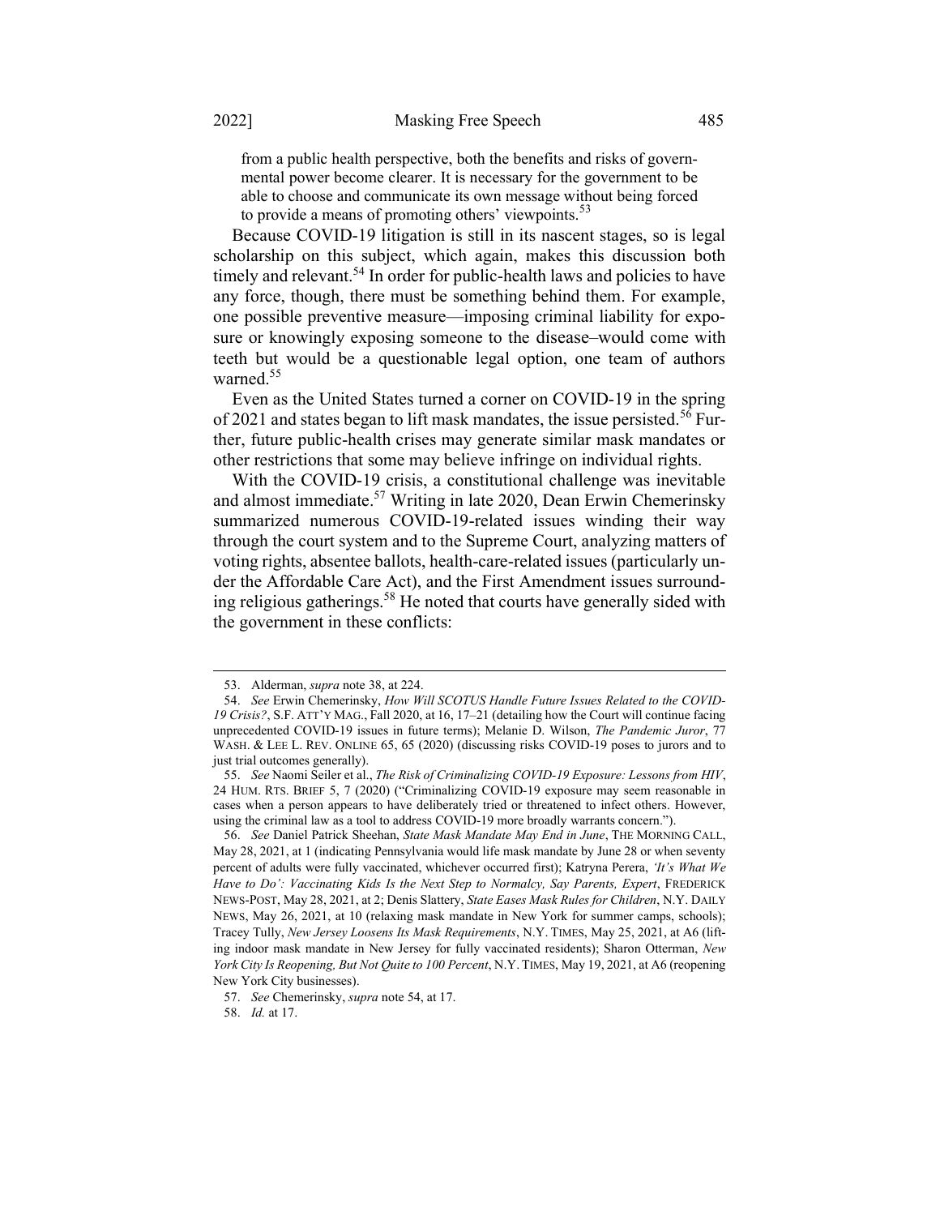> from a public health perspective, both the benefits and risks of governmental power become clearer. It is necessary for the government to be able to choose and communicate its own message without being forced to provide a means of promoting others' viewpoints.[53]

Because COVID-19 litigation is still in its nascent stages, so is legal scholarship on this subject, which again, makes this discussion both timely and relevant.[54] In order for public-health laws and policies to have any force, though, there must be something behind them. For example, one possible preventive measure—imposing criminal liability for exposure or knowingly exposing someone to the disease–would come with teeth but would be a questionable legal option, one team of authors warned.[55]

Even as the United States turned a corner on COVID-19 in the spring of 2021 and states began to lift mask mandates, the issue persisted.[56] Further, future public-health crises may generate similar mask mandates or other restrictions that some may believe infringe on individual rights.

With the COVID-19 crisis, a constitutional challenge was inevitable and almost immediate.[57] Writing in late 2020, Dean Erwin Chemerinsky summarized numerous COVID-19-related issues winding their way through the court system and to the Supreme Court, analyzing matters of voting rights, absentee ballots, health-care-related issues (particularly under the Affordable Care Act), and the First Amendment issues surrounding religious gatherings.[58] He noted that courts have generally sided with the government in these conflicts:

---

53. Alderman, *supra* note 38, at 224.

54. *See* Erwin Chemerinsky, *How Will SCOTUS Handle Future Issues Related to the COVID-19 Crisis?*, S.F. ATT'Y MAG., Fall 2020, at 16, 17–21 (detailing how the Court will continue facing unprecedented COVID-19 issues in future terms); Melanie D. Wilson, *The Pandemic Juror*, 77 WASH. & LEE L. REV. ONLINE 65, 65 (2020) (discussing risks COVID-19 poses to jurors and to just trial outcomes generally).

55. *See* Naomi Seiler et al., *The Risk of Criminalizing COVID-19 Exposure: Lessons from HIV*, 24 HUM. RTS. BRIEF 5, 7 (2020) ("Criminalizing COVID-19 exposure may seem reasonable in cases when a person appears to have deliberately tried or threatened to infect others. However, using the criminal law as a tool to address COVID-19 more broadly warrants concern.").

56. *See* Daniel Patrick Sheehan, *State Mask Mandate May End in June*, THE MORNING CALL, May 28, 2021, at 1 (indicating Pennsylvania would life mask mandate by June 28 or when seventy percent of adults were fully vaccinated, whichever occurred first); Katryna Perera, *'It's What We Have to Do': Vaccinating Kids Is the Next Step to Normalcy, Say Parents, Expert*, FREDERICK NEWS-POST, May 28, 2021, at 2; Denis Slattery, *State Eases Mask Rules for Children*, N.Y. DAILY NEWS, May 26, 2021, at 10 (relaxing mask mandate in New York for summer camps, schools); Tracey Tully, *New Jersey Loosens Its Mask Requirements*, N.Y. TIMES, May 25, 2021, at A6 (lifting indoor mask mandate in New Jersey for fully vaccinated residents); Sharon Otterman, *New York City Is Reopening, But Not Quite to 100 Percent*, N.Y. TIMES, May 19, 2021, at A6 (reopening New York City businesses).

57. *See* Chemerinsky, *supra* note 54, at 17.

58. *Id.* at 17.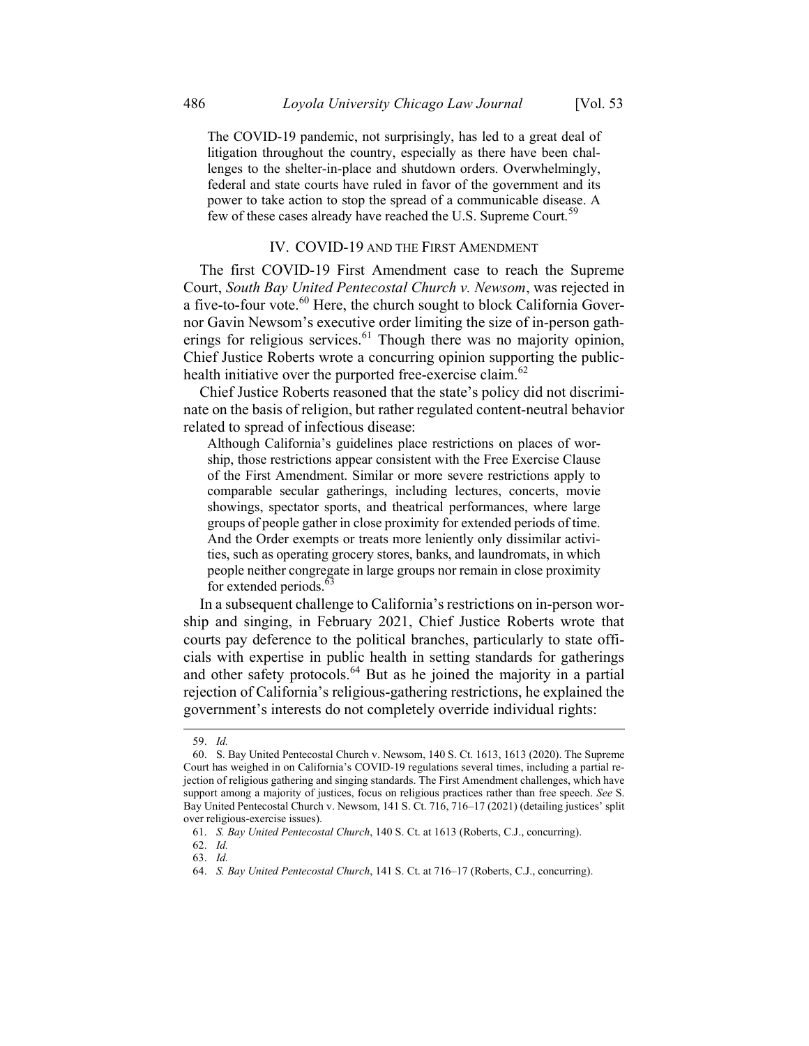> The COVID-19 pandemic, not surprisingly, has led to a great deal of litigation throughout the country, especially as there have been challenges to the shelter-in-place and shutdown orders. Overwhelmingly, federal and state courts have ruled in favor of the government and its power to take action to stop the spread of a communicable disease. A few of these cases already have reached the U.S. Supreme Court.[59]

## IV. COVID-19 AND THE FIRST AMENDMENT

The first COVID-19 First Amendment case to reach the Supreme Court, *South Bay United Pentecostal Church v. Newsom*, was rejected in a five-to-four vote.[60] Here, the church sought to block California Governor Gavin Newsom's executive order limiting the size of in-person gatherings for religious services.[61] Though there was no majority opinion, Chief Justice Roberts wrote a concurring opinion supporting the public-health initiative over the purported free-exercise claim.[62]

Chief Justice Roberts reasoned that the state's policy did not discriminate on the basis of religion, but rather regulated content-neutral behavior related to spread of infectious disease:

> Although California's guidelines place restrictions on places of worship, those restrictions appear consistent with the Free Exercise Clause of the First Amendment. Similar or more severe restrictions apply to comparable secular gatherings, including lectures, concerts, movie showings, spectator sports, and theatrical performances, where large groups of people gather in close proximity for extended periods of time. And the Order exempts or treats more leniently only dissimilar activities, such as operating grocery stores, banks, and laundromats, in which people neither congregate in large groups nor remain in close proximity for extended periods.[63]

In a subsequent challenge to California's restrictions on in-person worship and singing, in February 2021, Chief Justice Roberts wrote that courts pay deference to the political branches, particularly to state officials with expertise in public health in setting standards for gatherings and other safety protocols.[64] But as he joined the majority in a partial rejection of California's religious-gathering restrictions, he explained the government's interests do not completely override individual rights:

---

59. *Id.*

60. S. Bay United Pentecostal Church v. Newsom, 140 S. Ct. 1613, 1613 (2020). The Supreme Court has weighed in on California's COVID-19 regulations several times, including a partial rejection of religious gathering and singing standards. The First Amendment challenges, which have support among a majority of justices, focus on religious practices rather than free speech. *See* S. Bay United Pentecostal Church v. Newsom, 141 S. Ct. 716, 716–17 (2021) (detailing justices' split over religious-exercise issues).

61. *S. Bay United Pentecostal Church*, 140 S. Ct. at 1613 (Roberts, C.J., concurring).

62. *Id.*

63. *Id.*

64. *S. Bay United Pentecostal Church*, 141 S. Ct. at 716–17 (Roberts, C.J., concurring).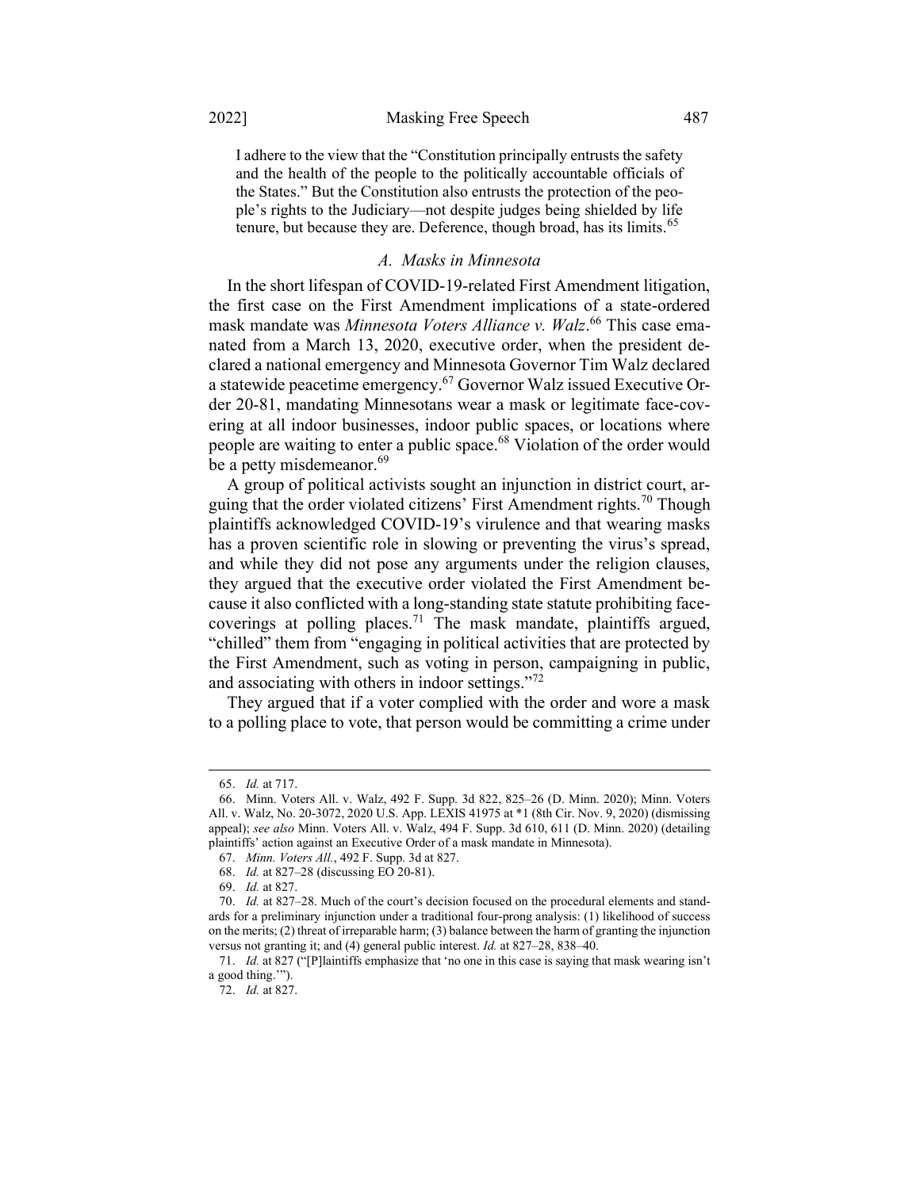> I adhere to the view that the "Constitution principally entrusts the safety and the health of the people to the politically accountable officials of the States." But the Constitution also entrusts the protection of the people's rights to the Judiciary—not despite judges being shielded by life tenure, but because they are. Deference, though broad, has its limits.[65]

### *A. Masks in Minnesota*

In the short lifespan of COVID-19-related First Amendment litigation, the first case on the First Amendment implications of a state-ordered mask mandate was *Minnesota Voters Alliance v. Walz*.[66] This case emanated from a March 13, 2020, executive order, when the president declared a national emergency and Minnesota Governor Tim Walz declared a statewide peacetime emergency.[67] Governor Walz issued Executive Order 20-81, mandating Minnesotans wear a mask or legitimate face-covering at all indoor businesses, indoor public spaces, or locations where people are waiting to enter a public space.[68] Violation of the order would be a petty misdemeanor.[69]

A group of political activists sought an injunction in district court, arguing that the order violated citizens' First Amendment rights.[70] Though plaintiffs acknowledged COVID-19's virulence and that wearing masks has a proven scientific role in slowing or preventing the virus's spread, and while they did not pose any arguments under the religion clauses, they argued that the executive order violated the First Amendment because it also conflicted with a long-standing state statute prohibiting face-coverings at polling places.[71] The mask mandate, plaintiffs argued, "chilled" them from "engaging in political activities that are protected by the First Amendment, such as voting in person, campaigning in public, and associating with others in indoor settings."[72]

They argued that if a voter complied with the order and wore a mask to a polling place to vote, that person would be committing a crime under

---

65. *Id.* at 717.

66. Minn. Voters All. v. Walz, 492 F. Supp. 3d 822, 825–26 (D. Minn. 2020); Minn. Voters All. v. Walz, No. 20-3072, 2020 U.S. App. LEXIS 41975 at *1 (8th Cir. Nov. 9, 2020) (dismissing appeal); *see also* Minn. Voters All. v. Walz, 494 F. Supp. 3d 610, 611 (D. Minn. 2020) (detailing plaintiffs' action against an Executive Order of a mask mandate in Minnesota).

67. *Minn. Voters All.*, 492 F. Supp. 3d at 827.

68. *Id.* at 827–28 (discussing EO 20-81).

69. *Id.* at 827.

70. *Id.* at 827–28. Much of the court's decision focused on the procedural elements and standards for a preliminary injunction under a traditional four-prong analysis: (1) likelihood of success on the merits; (2) threat of irreparable harm; (3) balance between the harm of granting the injunction versus not granting it; and (4) general public interest. *Id.* at 827–28, 838–40.

71. *Id.* at 827 ("[P]laintiffs emphasize that 'no one in this case is saying that mask wearing isn't a good thing.'").

72. *Id.* at 827.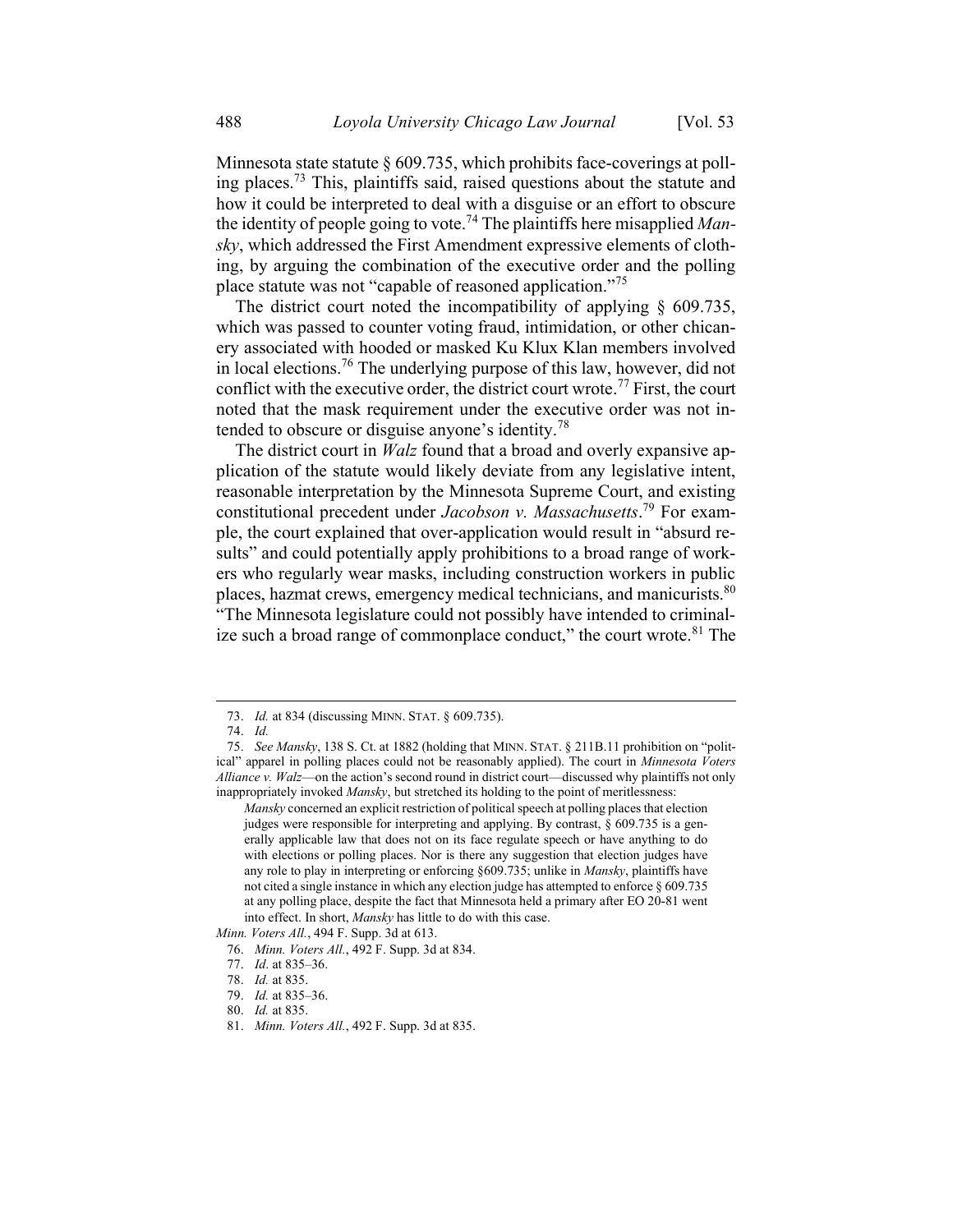Minnesota state statute § 609.735, which prohibits face-coverings at polling places.[73] This, plaintiffs said, raised questions about the statute and how it could be interpreted to deal with a disguise or an effort to obscure the identity of people going to vote.[74] The plaintiffs here misapplied *Mansky*, which addressed the First Amendment expressive elements of clothing, by arguing the combination of the executive order and the polling place statute was not "capable of reasoned application."[75]

The district court noted the incompatibility of applying § 609.735, which was passed to counter voting fraud, intimidation, or other chicanery associated with hooded or masked Ku Klux Klan members involved in local elections.[76] The underlying purpose of this law, however, did not conflict with the executive order, the district court wrote.[77] First, the court noted that the mask requirement under the executive order was not intended to obscure or disguise anyone's identity.[78]

The district court in *Walz* found that a broad and overly expansive application of the statute would likely deviate from any legislative intent, reasonable interpretation by the Minnesota Supreme Court, and existing constitutional precedent under *Jacobson v. Massachusetts*.[79] For example, the court explained that over-application would result in "absurd results" and could potentially apply prohibitions to a broad range of workers who regularly wear masks, including construction workers in public places, hazmat crews, emergency medical technicians, and manicurists.[80] "The Minnesota legislature could not possibly have intended to criminalize such a broad range of commonplace conduct," the court wrote.[81] The

---

73. *Id.* at 834 (discussing MINN. STAT. § 609.735).

74. *Id.*

75. *See Mansky*, 138 S. Ct. at 1882 (holding that MINN. STAT. § 211B.11 prohibition on "political" apparel in polling places could not be reasonably applied). The court in *Minnesota Voters Alliance v. Walz*—on the action's second round in district court—discussed why plaintiffs not only inappropriately invoked *Mansky*, but stretched its holding to the point of meritlessness:

> *Mansky* concerned an explicit restriction of political speech at polling places that election judges were responsible for interpreting and applying. By contrast, § 609.735 is a generally applicable law that does not on its face regulate speech or have anything to do with elections or polling places. Nor is there any suggestion that election judges have any role to play in interpreting or enforcing §609.735; unlike in *Mansky*, plaintiffs have not cited a single instance in which any election judge has attempted to enforce § 609.735 at any polling place, despite the fact that Minnesota held a primary after EO 20-81 went into effect. In short, *Mansky* has little to do with this case.

*Minn. Voters All.*, 494 F. Supp. 3d at 613.

76. *Minn. Voters All.*, 492 F. Supp. 3d at 834.

77. *Id*. at 835–36.

78. *Id.* at 835.

79. *Id.* at 835–36.

80. *Id.* at 835.

81. *Minn. Voters All.*, 492 F. Supp. 3d at 835.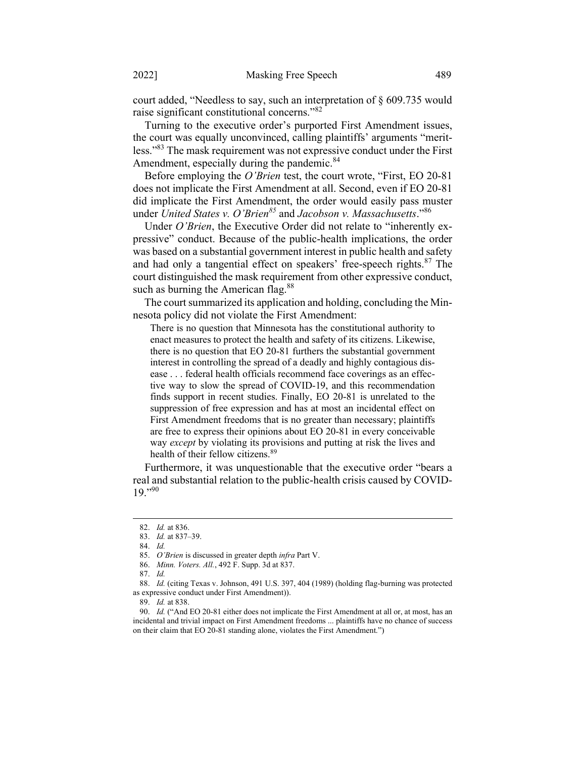court added, "Needless to say, such an interpretation of § 609.735 would raise significant constitutional concerns."[82]

Turning to the executive order's purported First Amendment issues, the court was equally unconvinced, calling plaintiffs' arguments "meritless."[83] The mask requirement was not expressive conduct under the First Amendment, especially during the pandemic.[84]

Before employing the *O'Brien* test, the court wrote, "First, EO 20-81 does not implicate the First Amendment at all. Second, even if EO 20-81 did implicate the First Amendment, the order would easily pass muster under *United States v. O'Brien*[85] and *Jacobson v. Massachusetts*."[86]

Under *O'Brien*, the Executive Order did not relate to "inherently expressive" conduct. Because of the public-health implications, the order was based on a substantial government interest in public health and safety and had only a tangential effect on speakers' free-speech rights.[87] The court distinguished the mask requirement from other expressive conduct, such as burning the American flag.[88]

The court summarized its application and holding, concluding the Minnesota policy did not violate the First Amendment:

> There is no question that Minnesota has the constitutional authority to enact measures to protect the health and safety of its citizens. Likewise, there is no question that EO 20-81 furthers the substantial government interest in controlling the spread of a deadly and highly contagious disease . . . federal health officials recommend face coverings as an effective way to slow the spread of COVID-19, and this recommendation finds support in recent studies. Finally, EO 20-81 is unrelated to the suppression of free expression and has at most an incidental effect on First Amendment freedoms that is no greater than necessary; plaintiffs are free to express their opinions about EO 20-81 in every conceivable way *except* by violating its provisions and putting at risk the lives and health of their fellow citizens.[89]

Furthermore, it was unquestionable that the executive order "bears a real and substantial relation to the public-health crisis caused by COVID-19."[90]

---

82. *Id.* at 836.
83. *Id.* at 837–39.
84. *Id.*
85. *O'Brien* is discussed in greater depth *infra* Part V.
86. *Minn. Voters. All.*, 492 F. Supp. 3d at 837.
87. *Id.*
88. *Id.* (citing Texas v. Johnson, 491 U.S. 397, 404 (1989) (holding flag-burning was protected as expressive conduct under First Amendment)).
89. *Id.* at 838.
90. *Id.* ("And EO 20-81 either does not implicate the First Amendment at all or, at most, has an incidental and trivial impact on First Amendment freedoms ... plaintiffs have no chance of success on their claim that EO 20-81 standing alone, violates the First Amendment.")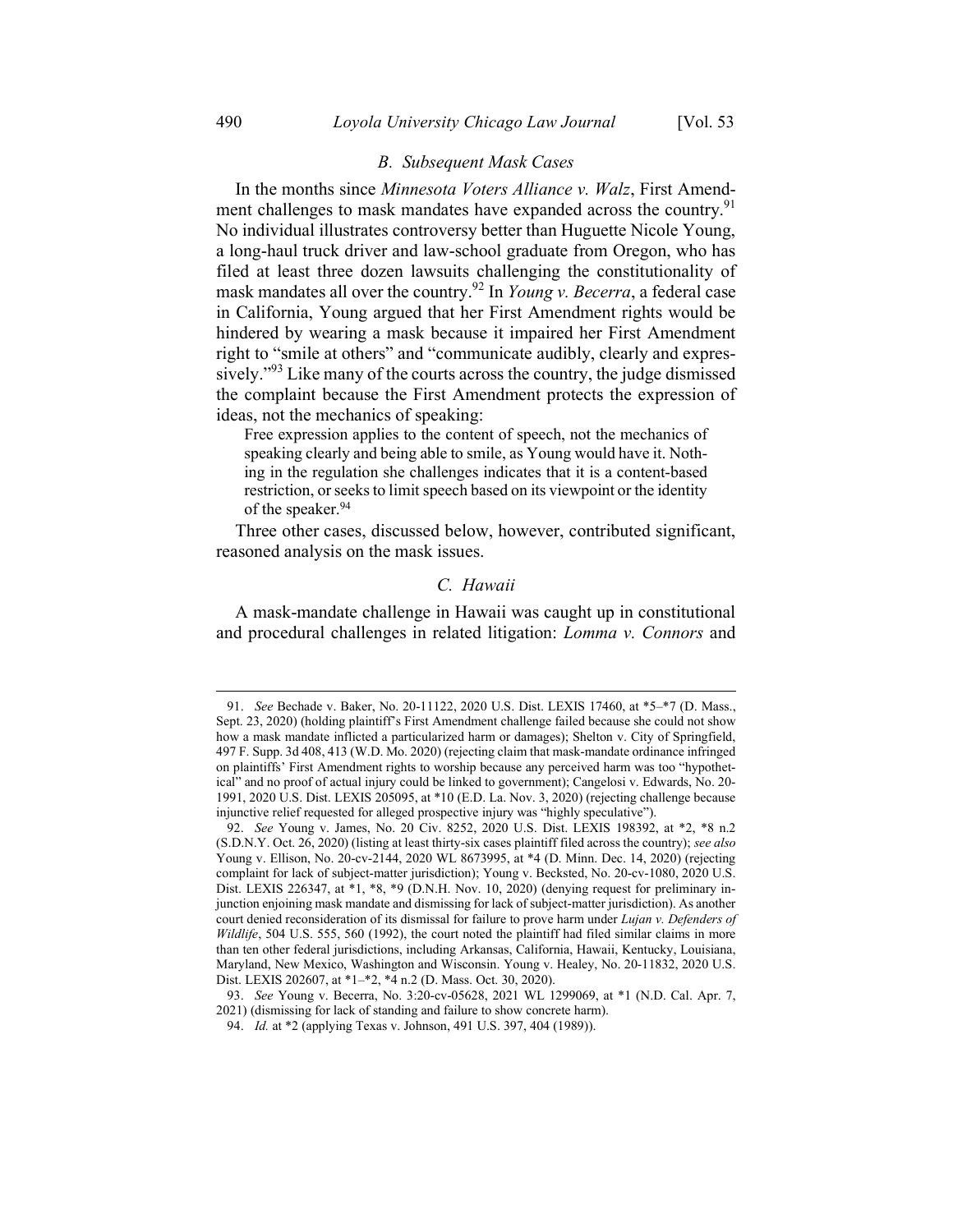### *B. Subsequent Mask Cases*

In the months since *Minnesota Voters Alliance v. Walz*, First Amendment challenges to mask mandates have expanded across the country.[91] No individual illustrates controversy better than Huguette Nicole Young, a long-haul truck driver and law-school graduate from Oregon, who has filed at least three dozen lawsuits challenging the constitutionality of mask mandates all over the country.[92] In *Young v. Becerra*, a federal case in California, Young argued that her First Amendment rights would be hindered by wearing a mask because it impaired her First Amendment right to "smile at others" and "communicate audibly, clearly and expressively."[93] Like many of the courts across the country, the judge dismissed the complaint because the First Amendment protects the expression of ideas, not the mechanics of speaking:

> Free expression applies to the content of speech, not the mechanics of speaking clearly and being able to smile, as Young would have it. Nothing in the regulation she challenges indicates that it is a content-based restriction, or seeks to limit speech based on its viewpoint or the identity of the speaker.[94]

Three other cases, discussed below, however, contributed significant, reasoned analysis on the mask issues.

### *C. Hawaii*

A mask-mandate challenge in Hawaii was caught up in constitutional and procedural challenges in related litigation: *Lomma v. Connors* and

---

91. *See* Bechade v. Baker, No. 20-11122, 2020 U.S. Dist. LEXIS 17460, at *5–*7 (D. Mass., Sept. 23, 2020) (holding plaintiff's First Amendment challenge failed because she could not show how a mask mandate inflicted a particularized harm or damages); Shelton v. City of Springfield, 497 F. Supp. 3d 408, 413 (W.D. Mo. 2020) (rejecting claim that mask-mandate ordinance infringed on plaintiffs' First Amendment rights to worship because any perceived harm was too "hypothetical" and no proof of actual injury could be linked to government); Cangelosi v. Edwards, No. 20-1991, 2020 U.S. Dist. LEXIS 205095, at *10 (E.D. La. Nov. 3, 2020) (rejecting challenge because injunctive relief requested for alleged prospective injury was "highly speculative").

92. *See* Young v. James, No. 20 Civ. 8252, 2020 U.S. Dist. LEXIS 198392, at *2, *8 n.2 (S.D.N.Y. Oct. 26, 2020) (listing at least thirty-six cases plaintiff filed across the country); *see also* Young v. Ellison, No. 20-cv-2144, 2020 WL 8673995, at *4 (D. Minn. Dec. 14, 2020) (rejecting complaint for lack of subject-matter jurisdiction); Young v. Becksted, No. 20-cv-1080, 2020 U.S. Dist. LEXIS 226347, at *1, *8, *9 (D.N.H. Nov. 10, 2020) (denying request for preliminary injunction enjoining mask mandate and dismissing for lack of subject-matter jurisdiction). As another court denied reconsideration of its dismissal for failure to prove harm under *Lujan v. Defenders of Wildlife*, 504 U.S. 555, 560 (1992), the court noted the plaintiff had filed similar claims in more than ten other federal jurisdictions, including Arkansas, California, Hawaii, Kentucky, Louisiana, Maryland, New Mexico, Washington and Wisconsin. Young v. Healey, No. 20-11832, 2020 U.S. Dist. LEXIS 202607, at *1–*2, *4 n.2 (D. Mass. Oct. 30, 2020).

93. *See* Young v. Becerra, No. 3:20-cv-05628, 2021 WL 1299069, at *1 (N.D. Cal. Apr. 7, 2021) (dismissing for lack of standing and failure to show concrete harm).

94. *Id.* at *2 (applying Texas v. Johnson, 491 U.S. 397, 404 (1989)).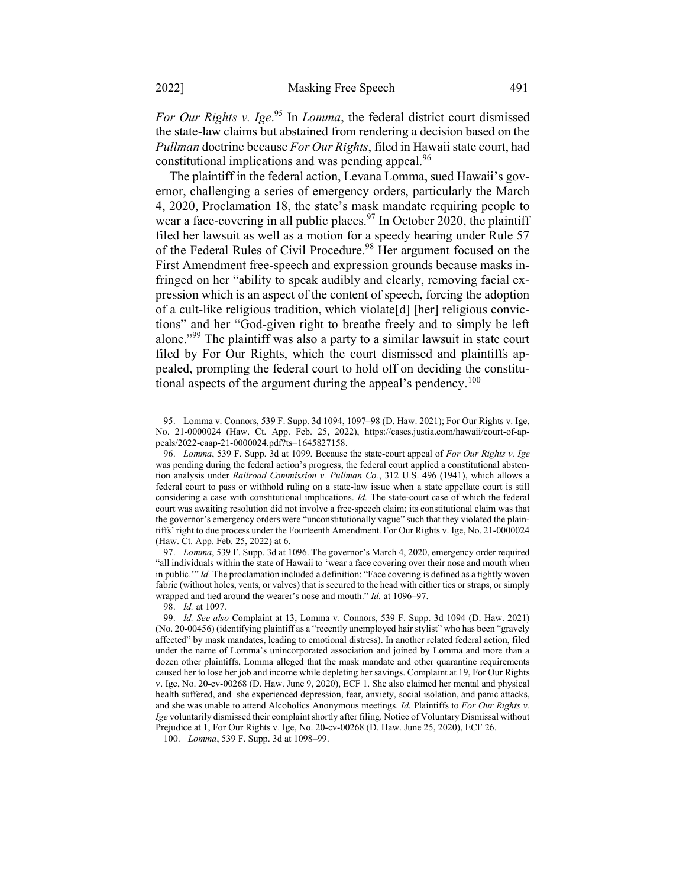*For Our Rights v. Ige*.[95] In *Lomma*, the federal district court dismissed the state-law claims but abstained from rendering a decision based on the *Pullman* doctrine because *For Our Rights*, filed in Hawaii state court, had constitutional implications and was pending appeal.[96]

The plaintiff in the federal action, Levana Lomma, sued Hawaii's governor, challenging a series of emergency orders, particularly the March 4, 2020, Proclamation 18, the state's mask mandate requiring people to wear a face-covering in all public places.[97] In October 2020, the plaintiff filed her lawsuit as well as a motion for a speedy hearing under Rule 57 of the Federal Rules of Civil Procedure.[98] Her argument focused on the First Amendment free-speech and expression grounds because masks infringed on her "ability to speak audibly and clearly, removing facial expression which is an aspect of the content of speech, forcing the adoption of a cult-like religious tradition, which violate[d] [her] religious convictions" and her "God-given right to breathe freely and to simply be left alone."[99] The plaintiff was also a party to a similar lawsuit in state court filed by For Our Rights, which the court dismissed and plaintiffs appealed, prompting the federal court to hold off on deciding the constitutional aspects of the argument during the appeal's pendency.[100]

---

95. Lomma v. Connors, 539 F. Supp. 3d 1094, 1097–98 (D. Haw. 2021); For Our Rights v. Ige, No. 21-0000024 (Haw. Ct. App. Feb. 25, 2022), https://cases.justia.com/hawaii/court-of-appeals/2022-caap-21-0000024.pdf?ts=1645827158.

96. *Lomma*, 539 F. Supp. 3d at 1099*.* Because the state-court appeal of *For Our Rights v. Ige* was pending during the federal action's progress, the federal court applied a constitutional abstention analysis under *Railroad Commission v. Pullman Co.*, 312 U.S. 496 (1941), which allows a federal court to pass or withhold ruling on a state-law issue when a state appellate court is still considering a case with constitutional implications. *Id.* The state-court case of which the federal court was awaiting resolution did not involve a free-speech claim; its constitutional claim was that the governor's emergency orders were "unconstitutionally vague" such that they violated the plaintiffs' right to due process under the Fourteenth Amendment. For Our Rights v. Ige, No. 21-0000024 (Haw. Ct. App. Feb. 25, 2022) at 6.

97. *Lomma*, 539 F. Supp. 3d at 1096. The governor's March 4, 2020, emergency order required "all individuals within the state of Hawaii to 'wear a face covering over their nose and mouth when in public.'" *Id.* The proclamation included a definition: "Face covering is defined as a tightly woven fabric (without holes, vents, or valves) that is secured to the head with either ties or straps, or simply wrapped and tied around the wearer's nose and mouth." *Id.* at 1096–97.

98. *Id.* at 1097.

99. *Id. See also* Complaint at 13, Lomma v. Connors, 539 F. Supp. 3d 1094 (D. Haw. 2021) (No. 20-00456) (identifying plaintiff as a "recently unemployed hair stylist" who has been "gravely affected" by mask mandates, leading to emotional distress). In another related federal action, filed under the name of Lomma's unincorporated association and joined by Lomma and more than a dozen other plaintiffs, Lomma alleged that the mask mandate and other quarantine requirements caused her to lose her job and income while depleting her savings. Complaint at 19, For Our Rights v. Ige, No. 20-cv-00268 (D. Haw. June 9, 2020), ECF 1. She also claimed her mental and physical health suffered, and she experienced depression, fear, anxiety, social isolation, and panic attacks, and she was unable to attend Alcoholics Anonymous meetings. *Id.* Plaintiffs to *For Our Rights v. Ige* voluntarily dismissed their complaint shortly after filing. Notice of Voluntary Dismissal without Prejudice at 1, For Our Rights v. Ige, No. 20-cv-00268 (D. Haw. June 25, 2020), ECF 26.

100. *Lomma*, 539 F. Supp. 3d at 1098–99.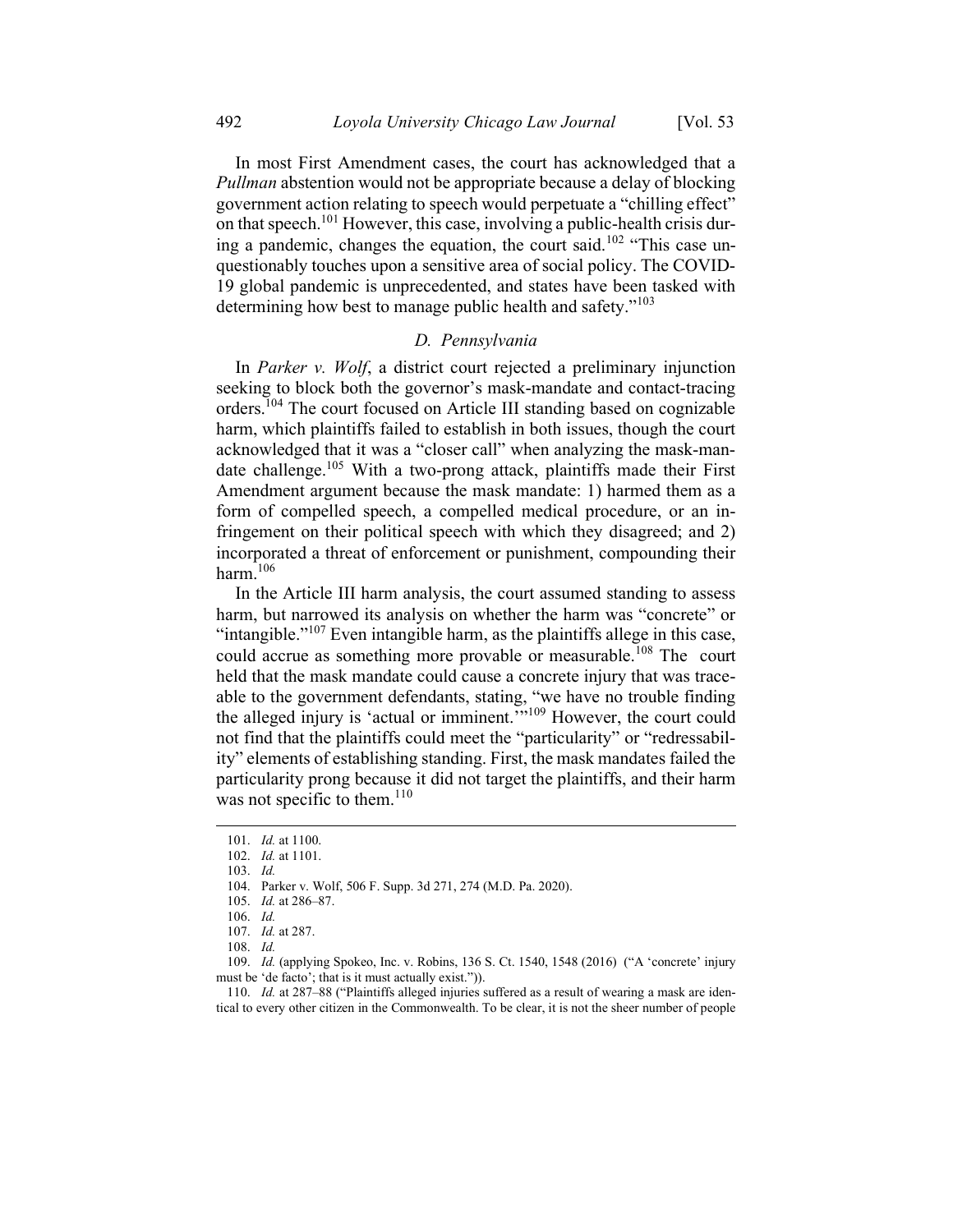In most First Amendment cases, the court has acknowledged that a *Pullman* abstention would not be appropriate because a delay of blocking government action relating to speech would perpetuate a "chilling effect" on that speech.[101] However, this case, involving a public-health crisis during a pandemic, changes the equation, the court said.[102] "This case unquestionably touches upon a sensitive area of social policy. The COVID-19 global pandemic is unprecedented, and states have been tasked with determining how best to manage public health and safety."[103]

### *D. Pennsylvania*

In *Parker v. Wolf*, a district court rejected a preliminary injunction seeking to block both the governor's mask-mandate and contact-tracing orders.[104] The court focused on Article III standing based on cognizable harm, which plaintiffs failed to establish in both issues, though the court acknowledged that it was a "closer call" when analyzing the mask-mandate challenge.[105] With a two-prong attack, plaintiffs made their First Amendment argument because the mask mandate: 1) harmed them as a form of compelled speech, a compelled medical procedure, or an infringement on their political speech with which they disagreed; and 2) incorporated a threat of enforcement or punishment, compounding their harm.[106]

In the Article III harm analysis, the court assumed standing to assess harm, but narrowed its analysis on whether the harm was "concrete" or "intangible."[107] Even intangible harm, as the plaintiffs allege in this case, could accrue as something more provable or measurable.[108] The court held that the mask mandate could cause a concrete injury that was traceable to the government defendants, stating, "we have no trouble finding the alleged injury is 'actual or imminent.'"[109] However, the court could not find that the plaintiffs could meet the "particularity" or "redressability" elements of establishing standing. First, the mask mandates failed the particularity prong because it did not target the plaintiffs, and their harm was not specific to them.[110]

---

101. *Id.* at 1100.
102. *Id.* at 1101.
103. *Id.*
104. Parker v. Wolf, 506 F. Supp. 3d 271, 274 (M.D. Pa. 2020).
105. *Id.* at 286–87.
106. *Id.*
107. *Id.* at 287.
108. *Id.*
109. *Id.* (applying Spokeo, Inc. v. Robins, 136 S. Ct. 1540, 1548 (2016) ("A 'concrete' injury must be 'de facto'; that is it must actually exist.")).
110. *Id.* at 287–88 ("Plaintiffs alleged injuries suffered as a result of wearing a mask are identical to every other citizen in the Commonwealth. To be clear, it is not the sheer number of people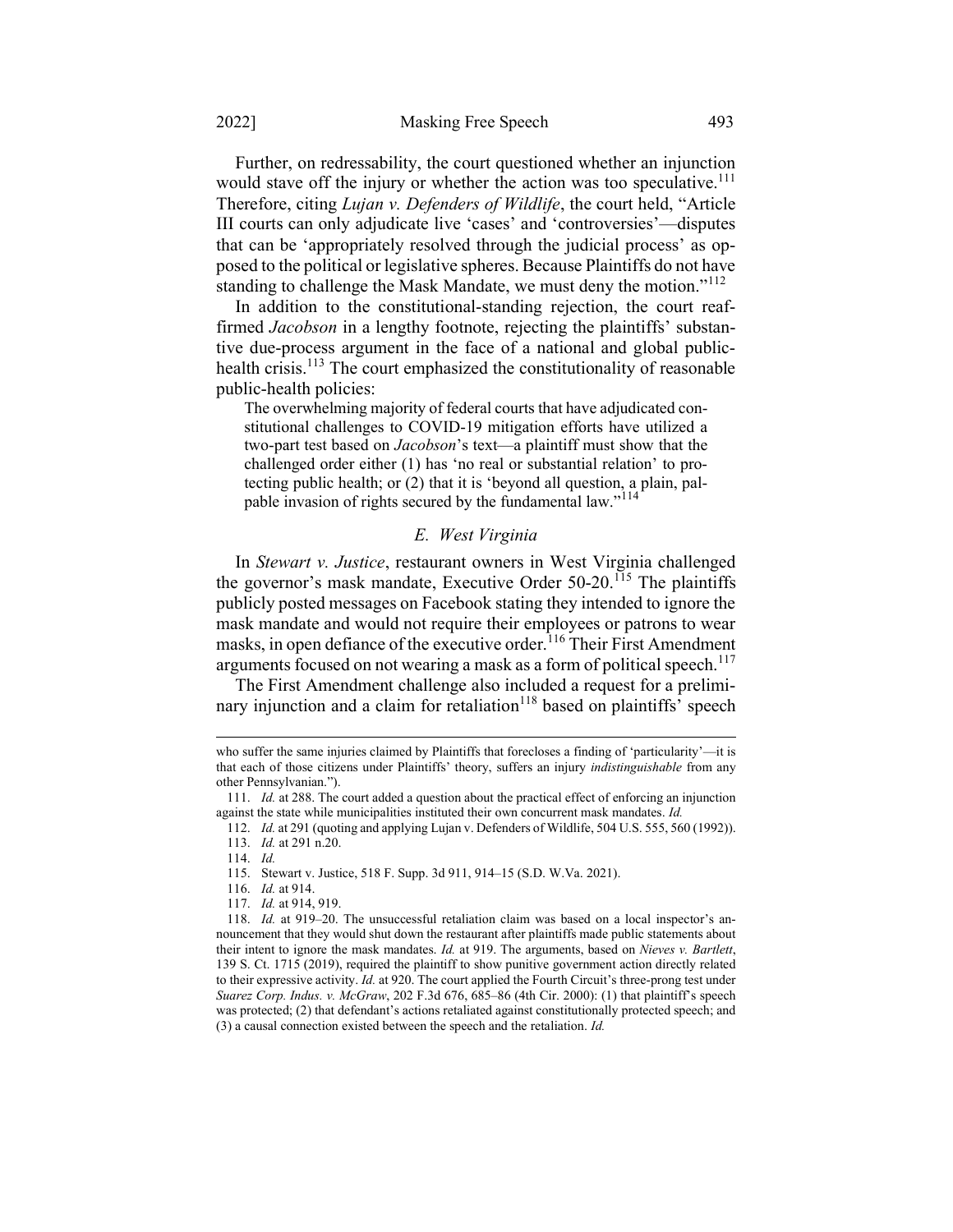Further, on redressability, the court questioned whether an injunction would stave off the injury or whether the action was too speculative.[111] Therefore, citing *Lujan v. Defenders of Wildlife*, the court held, "Article III courts can only adjudicate live 'cases' and 'controversies'—disputes that can be 'appropriately resolved through the judicial process' as opposed to the political or legislative spheres. Because Plaintiffs do not have standing to challenge the Mask Mandate, we must deny the motion."[112]

In addition to the constitutional-standing rejection, the court reaffirmed *Jacobson* in a lengthy footnote, rejecting the plaintiffs' substantive due-process argument in the face of a national and global public-health crisis.[113] The court emphasized the constitutionality of reasonable public-health policies:

> The overwhelming majority of federal courts that have adjudicated constitutional challenges to COVID-19 mitigation efforts have utilized a two-part test based on *Jacobson*'s text—a plaintiff must show that the challenged order either (1) has 'no real or substantial relation' to protecting public health; or (2) that it is 'beyond all question, a plain, palpable invasion of rights secured by the fundamental law."[114]

### *E. West Virginia*

In *Stewart v. Justice*, restaurant owners in West Virginia challenged the governor's mask mandate, Executive Order 50-20.[115] The plaintiffs publicly posted messages on Facebook stating they intended to ignore the mask mandate and would not require their employees or patrons to wear masks, in open defiance of the executive order.[116] Their First Amendment arguments focused on not wearing a mask as a form of political speech.[117]

The First Amendment challenge also included a request for a preliminary injunction and a claim for retaliation[118] based on plaintiffs' speech

---

who suffer the same injuries claimed by Plaintiffs that forecloses a finding of 'particularity'—it is that each of those citizens under Plaintiffs' theory, suffers an injury *indistinguishable* from any other Pennsylvanian.").

111. *Id.* at 288. The court added a question about the practical effect of enforcing an injunction against the state while municipalities instituted their own concurrent mask mandates. *Id.*

112. *Id.* at 291 (quoting and applying Lujan v. Defenders of Wildlife, 504 U.S. 555, 560 (1992)).

113. *Id.* at 291 n.20.

114. *Id.*

115. Stewart v. Justice, 518 F. Supp. 3d 911, 914–15 (S.D. W.Va. 2021).

116. *Id.* at 914.

117. *Id.* at 914, 919.

118. *Id.* at 919–20. The unsuccessful retaliation claim was based on a local inspector's announcement that they would shut down the restaurant after plaintiffs made public statements about their intent to ignore the mask mandates. *Id.* at 919. The arguments, based on *Nieves v. Bartlett*, 139 S. Ct. 1715 (2019), required the plaintiff to show punitive government action directly related to their expressive activity. *Id.* at 920. The court applied the Fourth Circuit's three-prong test under *Suarez Corp. Indus. v. McGraw*, 202 F.3d 676, 685–86 (4th Cir. 2000): (1) that plaintiff's speech was protected; (2) that defendant's actions retaliated against constitutionally protected speech; and (3) a causal connection existed between the speech and the retaliation. *Id.*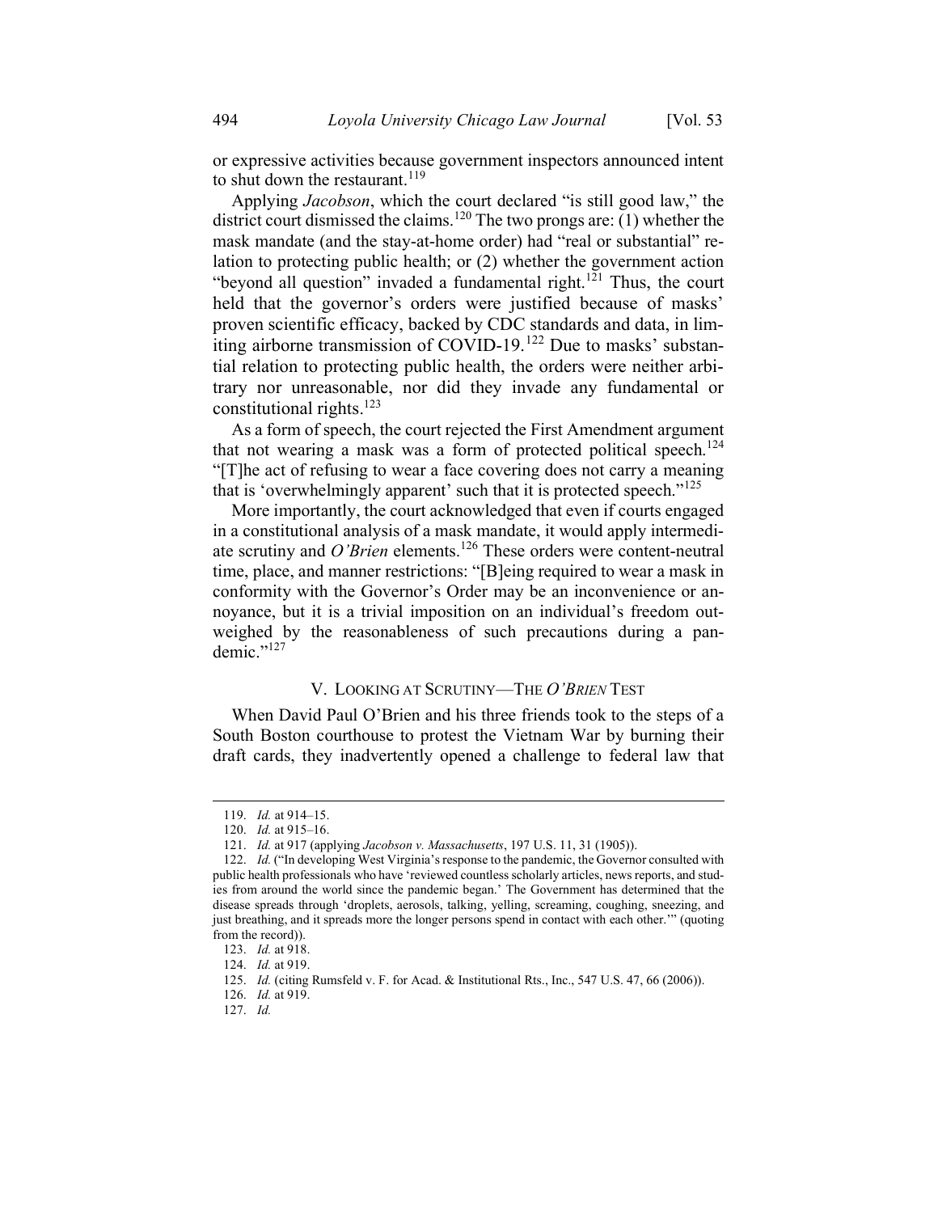or expressive activities because government inspectors announced intent to shut down the restaurant.[119]

Applying *Jacobson*, which the court declared "is still good law," the district court dismissed the claims.[120] The two prongs are: (1) whether the mask mandate (and the stay-at-home order) had "real or substantial" relation to protecting public health; or (2) whether the government action "beyond all question" invaded a fundamental right.[121] Thus, the court held that the governor's orders were justified because of masks' proven scientific efficacy, backed by CDC standards and data, in limiting airborne transmission of COVID-19.[122] Due to masks' substantial relation to protecting public health, the orders were neither arbitrary nor unreasonable, nor did they invade any fundamental or constitutional rights.[123]

As a form of speech, the court rejected the First Amendment argument that not wearing a mask was a form of protected political speech.[124] "[T]he act of refusing to wear a face covering does not carry a meaning that is 'overwhelmingly apparent' such that it is protected speech."[125]

More importantly, the court acknowledged that even if courts engaged in a constitutional analysis of a mask mandate, it would apply intermediate scrutiny and *O'Brien* elements.[126] These orders were content-neutral time, place, and manner restrictions: "[B]eing required to wear a mask in conformity with the Governor's Order may be an inconvenience or annoyance, but it is a trivial imposition on an individual's freedom outweighed by the reasonableness of such precautions during a pandemic."[127]

## V. Looking at Scrutiny—The *O'Brien* Test

When David Paul O'Brien and his three friends took to the steps of a South Boston courthouse to protest the Vietnam War by burning their draft cards, they inadvertently opened a challenge to federal law that

---

119. *Id.* at 914–15.

120. *Id.* at 915–16.

121. *Id.* at 917 (applying *Jacobson v. Massachusetts*, 197 U.S. 11, 31 (1905)).

122. *Id.* ("In developing West Virginia's response to the pandemic, the Governor consulted with public health professionals who have 'reviewed countless scholarly articles, news reports, and studies from around the world since the pandemic began.' The Government has determined that the disease spreads through 'droplets, aerosols, talking, yelling, screaming, coughing, sneezing, and just breathing, and it spreads more the longer persons spend in contact with each other.'" (quoting from the record)).

123. *Id.* at 918.

124. *Id.* at 919.

125. *Id.* (citing Rumsfeld v. F. for Acad. & Institutional Rts., Inc., 547 U.S. 47, 66 (2006)).

126. *Id.* at 919.

127. *Id.*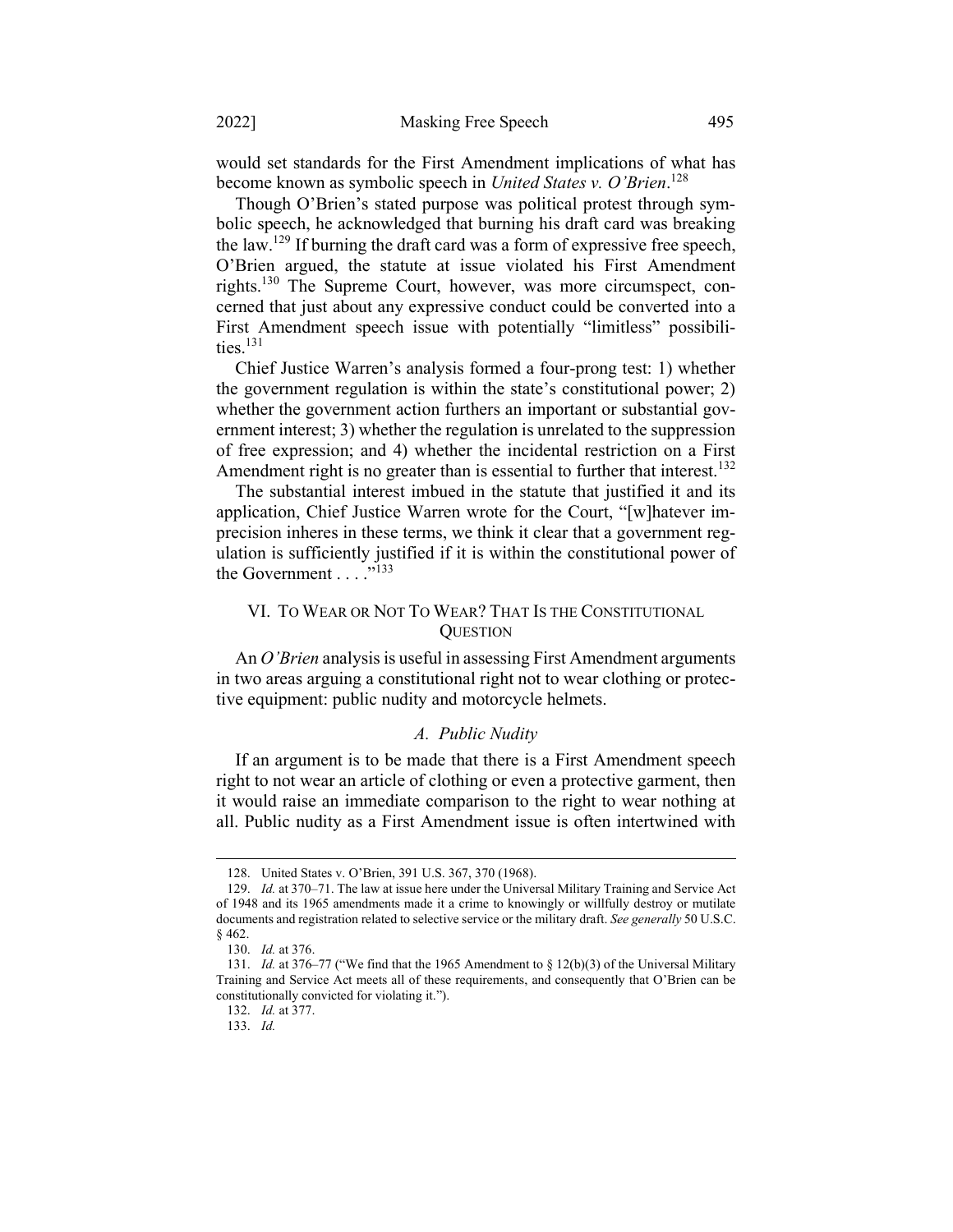would set standards for the First Amendment implications of what has become known as symbolic speech in *United States v. O'Brien*.[128]

Though O'Brien's stated purpose was political protest through symbolic speech, he acknowledged that burning his draft card was breaking the law.[129] If burning the draft card was a form of expressive free speech, O'Brien argued, the statute at issue violated his First Amendment rights.[130] The Supreme Court, however, was more circumspect, concerned that just about any expressive conduct could be converted into a First Amendment speech issue with potentially "limitless" possibilities.[131]

Chief Justice Warren's analysis formed a four-prong test: 1) whether the government regulation is within the state's constitutional power; 2) whether the government action furthers an important or substantial government interest; 3) whether the regulation is unrelated to the suppression of free expression; and 4) whether the incidental restriction on a First Amendment right is no greater than is essential to further that interest.[132]

The substantial interest imbued in the statute that justified it and its application, Chief Justice Warren wrote for the Court, "[w]hatever imprecision inheres in these terms, we think it clear that a government regulation is sufficiently justified if it is within the constitutional power of the Government . . . ."[133]

## VI. To Wear or Not To Wear? That Is the Constitutional Question

An *O'Brien* analysis is useful in assessing First Amendment arguments in two areas arguing a constitutional right not to wear clothing or protective equipment: public nudity and motorcycle helmets.

### *A. Public Nudity*

If an argument is to be made that there is a First Amendment speech right to not wear an article of clothing or even a protective garment, then it would raise an immediate comparison to the right to wear nothing at all. Public nudity as a First Amendment issue is often intertwined with

---

128. United States v. O'Brien, 391 U.S. 367, 370 (1968).

129. *Id.* at 370–71. The law at issue here under the Universal Military Training and Service Act of 1948 and its 1965 amendments made it a crime to knowingly or willfully destroy or mutilate documents and registration related to selective service or the military draft. *See generally* 50 U.S.C. § 462.

130. *Id.* at 376.

131. *Id.* at 376–77 ("We find that the 1965 Amendment to § 12(b)(3) of the Universal Military Training and Service Act meets all of these requirements, and consequently that O'Brien can be constitutionally convicted for violating it.").

132. *Id.* at 377.

133. *Id.*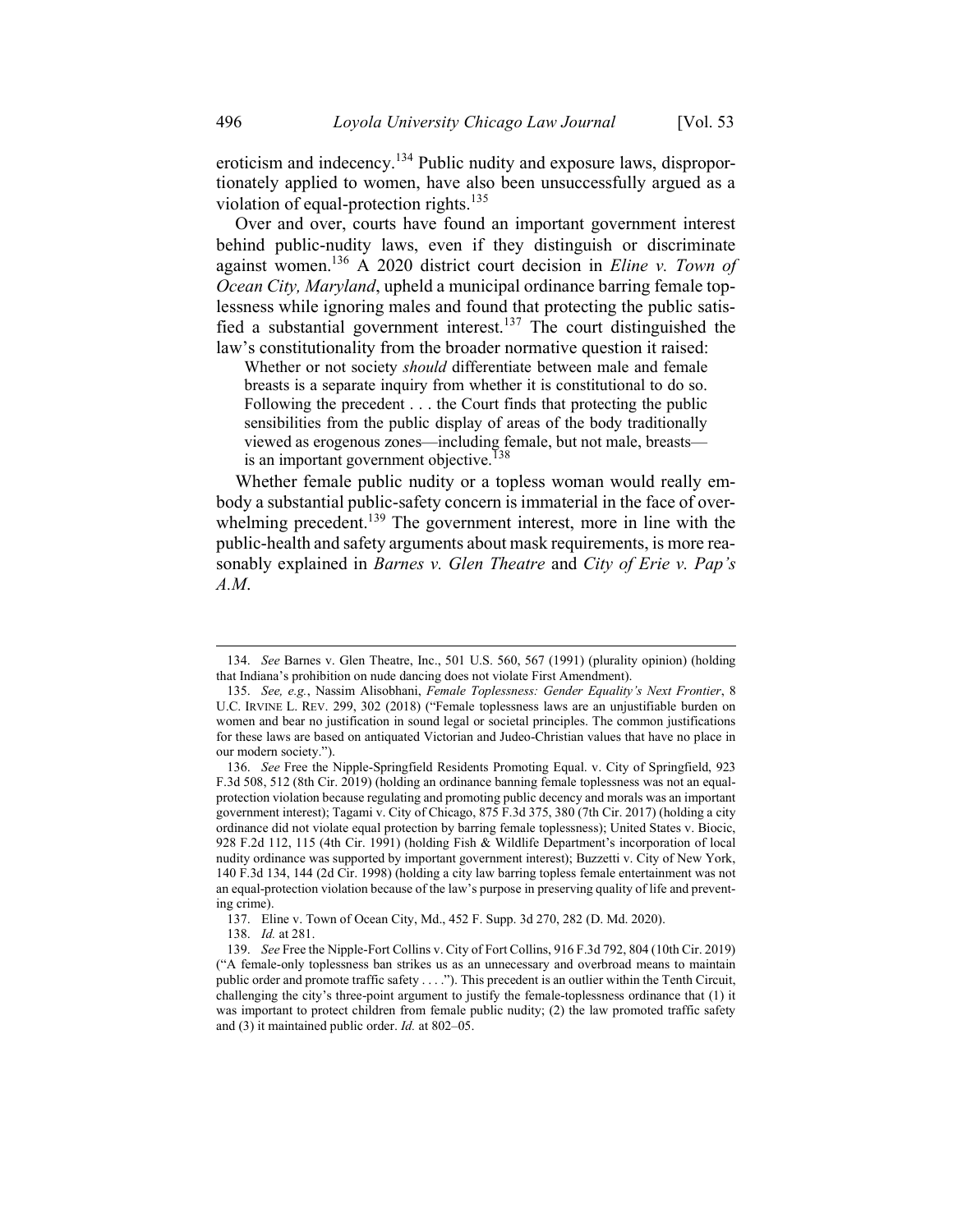eroticism and indecency.[134] Public nudity and exposure laws, disproportionately applied to women, have also been unsuccessfully argued as a violation of equal-protection rights.[135]

Over and over, courts have found an important government interest behind public-nudity laws, even if they distinguish or discriminate against women.[136] A 2020 district court decision in *Eline v. Town of Ocean City, Maryland*, upheld a municipal ordinance barring female toplessness while ignoring males and found that protecting the public satisfied a substantial government interest.[137] The court distinguished the law's constitutionality from the broader normative question it raised:

> Whether or not society *should* differentiate between male and female breasts is a separate inquiry from whether it is constitutional to do so. Following the precedent . . . the Court finds that protecting the public sensibilities from the public display of areas of the body traditionally viewed as erogenous zones—including female, but not male, breasts—is an important government objective.[138]

Whether female public nudity or a topless woman would really embody a substantial public-safety concern is immaterial in the face of overwhelming precedent.[139] The government interest, more in line with the public-health and safety arguments about mask requirements, is more reasonably explained in *Barnes v. Glen Theatre* and *City of Erie v. Pap's A.M*.

---

134. *See* Barnes v. Glen Theatre, Inc., 501 U.S. 560, 567 (1991) (plurality opinion) (holding that Indiana's prohibition on nude dancing does not violate First Amendment).

135. *See, e.g.*, Nassim Alisobhani, *Female Toplessness: Gender Equality's Next Frontier*, 8 U.C. IRVINE L. REV. 299, 302 (2018) ("Female toplessness laws are an unjustifiable burden on women and bear no justification in sound legal or societal principles. The common justifications for these laws are based on antiquated Victorian and Judeo-Christian values that have no place in our modern society.").

136. *See* Free the Nipple-Springfield Residents Promoting Equal. v. City of Springfield, 923 F.3d 508, 512 (8th Cir. 2019) (holding an ordinance banning female toplessness was not an equal-protection violation because regulating and promoting public decency and morals was an important government interest); Tagami v. City of Chicago, 875 F.3d 375, 380 (7th Cir. 2017) (holding a city ordinance did not violate equal protection by barring female toplessness); United States v. Biocic, 928 F.2d 112, 115 (4th Cir. 1991) (holding Fish & Wildlife Department's incorporation of local nudity ordinance was supported by important government interest); Buzzetti v. City of New York, 140 F.3d 134, 144 (2d Cir. 1998) (holding a city law barring topless female entertainment was not an equal-protection violation because of the law's purpose in preserving quality of life and preventing crime).

137. Eline v. Town of Ocean City, Md., 452 F. Supp. 3d 270, 282 (D. Md. 2020).

138. *Id.* at 281.

139. *See* Free the Nipple-Fort Collins v. City of Fort Collins, 916 F.3d 792, 804 (10th Cir. 2019) ("A female-only toplessness ban strikes us as an unnecessary and overbroad means to maintain public order and promote traffic safety . . . ."). This precedent is an outlier within the Tenth Circuit, challenging the city's three-point argument to justify the female-toplessness ordinance that (1) it was important to protect children from female public nudity; (2) the law promoted traffic safety and (3) it maintained public order. *Id.* at 802–05.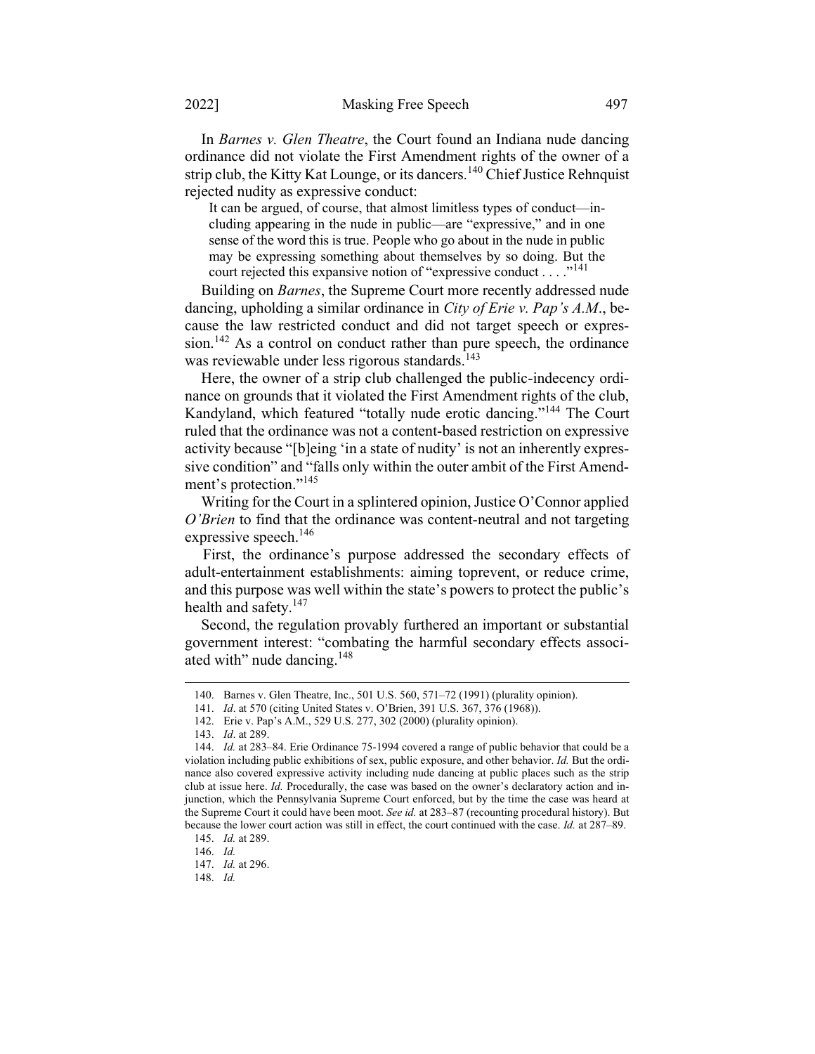In *Barnes v. Glen Theatre*, the Court found an Indiana nude dancing ordinance did not violate the First Amendment rights of the owner of a strip club, the Kitty Kat Lounge, or its dancers.[140] Chief Justice Rehnquist rejected nudity as expressive conduct:

> It can be argued, of course, that almost limitless types of conduct—including appearing in the nude in public—are "expressive," and in one sense of the word this is true. People who go about in the nude in public may be expressing something about themselves by so doing. But the court rejected this expansive notion of "expressive conduct . . . ."[141]

Building on *Barnes*, the Supreme Court more recently addressed nude dancing, upholding a similar ordinance in *City of Erie v. Pap's A.M*., because the law restricted conduct and did not target speech or expression.[142] As a control on conduct rather than pure speech, the ordinance was reviewable under less rigorous standards.[143]

Here, the owner of a strip club challenged the public-indecency ordinance on grounds that it violated the First Amendment rights of the club, Kandyland, which featured "totally nude erotic dancing."[144] The Court ruled that the ordinance was not a content-based restriction on expressive activity because "[b]eing 'in a state of nudity' is not an inherently expressive condition" and "falls only within the outer ambit of the First Amendment's protection."[145]

Writing for the Court in a splintered opinion, Justice O'Connor applied *O'Brien* to find that the ordinance was content-neutral and not targeting expressive speech.[146]

First, the ordinance's purpose addressed the secondary effects of adult-entertainment establishments: aiming toprevent, or reduce crime, and this purpose was well within the state's powers to protect the public's health and safety.[147]

Second, the regulation provably furthered an important or substantial government interest: "combating the harmful secondary effects associated with" nude dancing.[148]

---

140. Barnes v. Glen Theatre, Inc., 501 U.S. 560, 571–72 (1991) (plurality opinion).

141. *Id*. at 570 (citing United States v. O'Brien, 391 U.S. 367, 376 (1968)).

142. Erie v. Pap's A.M., 529 U.S. 277, 302 (2000) (plurality opinion).

143. *Id*. at 289.

144. *Id.* at 283–84. Erie Ordinance 75-1994 covered a range of public behavior that could be a violation including public exhibitions of sex, public exposure, and other behavior. *Id.* But the ordinance also covered expressive activity including nude dancing at public places such as the strip club at issue here. *Id.* Procedurally, the case was based on the owner's declaratory action and injunction, which the Pennsylvania Supreme Court enforced, but by the time the case was heard at the Supreme Court it could have been moot. *See id.* at 283–87 (recounting procedural history). But because the lower court action was still in effect, the court continued with the case. *Id.* at 287–89.

145. *Id.* at 289.

146. *Id.*

147. *Id.* at 296.

148. *Id.*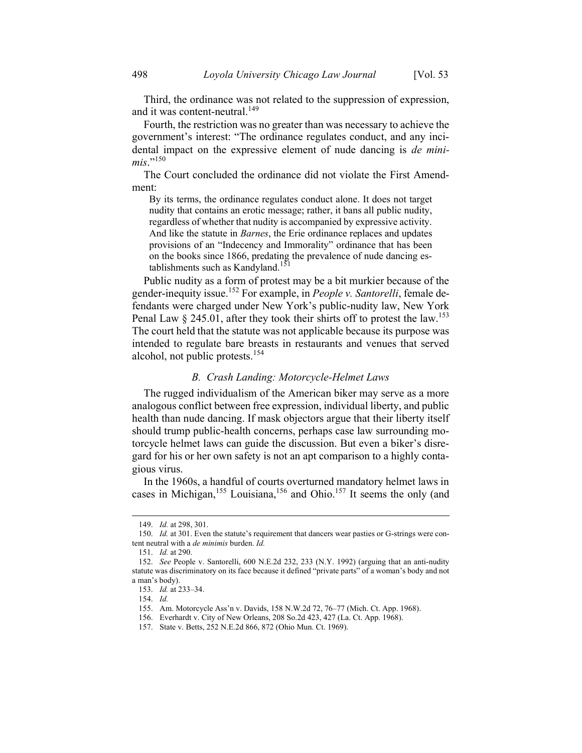Third, the ordinance was not related to the suppression of expression, and it was content-neutral.[149]

Fourth, the restriction was no greater than was necessary to achieve the government's interest: "The ordinance regulates conduct, and any incidental impact on the expressive element of nude dancing is *de minimis*."[150]

The Court concluded the ordinance did not violate the First Amendment:

> By its terms, the ordinance regulates conduct alone. It does not target nudity that contains an erotic message; rather, it bans all public nudity, regardless of whether that nudity is accompanied by expressive activity. And like the statute in *Barnes*, the Erie ordinance replaces and updates provisions of an "Indecency and Immorality" ordinance that has been on the books since 1866, predating the prevalence of nude dancing establishments such as Kandyland.[151]

Public nudity as a form of protest may be a bit murkier because of the gender-inequity issue.[152] For example, in *People v. Santorelli*, female defendants were charged under New York's public-nudity law, New York Penal Law § 245.01, after they took their shirts off to protest the law.[153] The court held that the statute was not applicable because its purpose was intended to regulate bare breasts in restaurants and venues that served alcohol, not public protests.[154]

### *B. Crash Landing: Motorcycle-Helmet Laws*

The rugged individualism of the American biker may serve as a more analogous conflict between free expression, individual liberty, and public health than nude dancing. If mask objectors argue that their liberty itself should trump public-health concerns, perhaps case law surrounding motorcycle helmet laws can guide the discussion. But even a biker's disregard for his or her own safety is not an apt comparison to a highly contagious virus.

In the 1960s, a handful of courts overturned mandatory helmet laws in cases in Michigan,[155] Louisiana,[156] and Ohio.[157] It seems the only (and

---

149. *Id.* at 298, 301.

150. *Id.* at 301. Even the statute's requirement that dancers wear pasties or G-strings were content neutral with a *de minimis* burden. *Id.*

151. *Id.* at 290.

152. *See* People v. Santorelli, 600 N.E.2d 232, 233 (N.Y. 1992) (arguing that an anti-nudity statute was discriminatory on its face because it defined "private parts" of a woman's body and not a man's body).

153. *Id.* at 233–34.

154. *Id.*

155. Am. Motorcycle Ass'n v. Davids, 158 N.W.2d 72, 76–77 (Mich. Ct. App. 1968).

156. Everhardt v. City of New Orleans, 208 So.2d 423, 427 (La. Ct. App. 1968).

157. State v. Betts, 252 N.E.2d 866, 872 (Ohio Mun. Ct. 1969).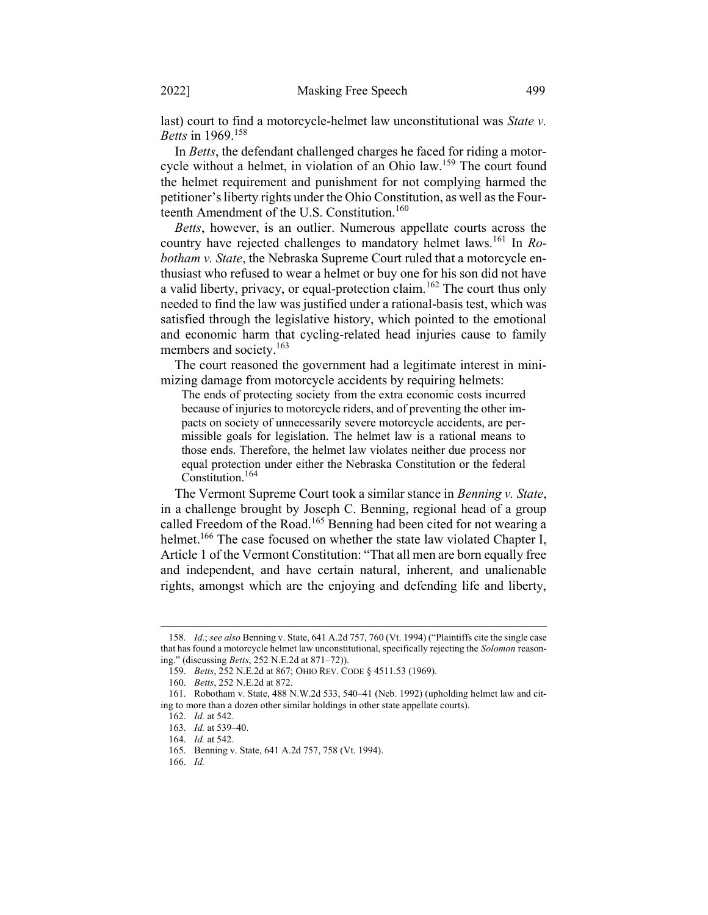last) court to find a motorcycle-helmet law unconstitutional was *State v. Betts* in 1969.[158]

In *Betts*, the defendant challenged charges he faced for riding a motorcycle without a helmet, in violation of an Ohio law.[159] The court found the helmet requirement and punishment for not complying harmed the petitioner's liberty rights under the Ohio Constitution, as well as the Fourteenth Amendment of the U.S. Constitution.[160]

*Betts*, however, is an outlier. Numerous appellate courts across the country have rejected challenges to mandatory helmet laws.[161] In *Robotham v. State*, the Nebraska Supreme Court ruled that a motorcycle enthusiast who refused to wear a helmet or buy one for his son did not have a valid liberty, privacy, or equal-protection claim.[162] The court thus only needed to find the law was justified under a rational-basis test, which was satisfied through the legislative history, which pointed to the emotional and economic harm that cycling-related head injuries cause to family members and society.[163]

The court reasoned the government had a legitimate interest in minimizing damage from motorcycle accidents by requiring helmets:

> The ends of protecting society from the extra economic costs incurred because of injuries to motorcycle riders, and of preventing the other impacts on society of unnecessarily severe motorcycle accidents, are permissible goals for legislation. The helmet law is a rational means to those ends. Therefore, the helmet law violates neither due process nor equal protection under either the Nebraska Constitution or the federal Constitution.[164]

The Vermont Supreme Court took a similar stance in *Benning v. State*, in a challenge brought by Joseph C. Benning, regional head of a group called Freedom of the Road.[165] Benning had been cited for not wearing a helmet.[166] The case focused on whether the state law violated Chapter I, Article 1 of the Vermont Constitution: "That all men are born equally free and independent, and have certain natural, inherent, and unalienable rights, amongst which are the enjoying and defending life and liberty,

---

158. *Id.*; *see also* Benning v. State, 641 A.2d 757, 760 (Vt. 1994) ("Plaintiffs cite the single case that has found a motorcycle helmet law unconstitutional, specifically rejecting the *Solomon* reasoning." (discussing *Betts*, 252 N.E.2d at 871–72)).

159. *Betts*, 252 N.E.2d at 867; OHIO REV. CODE § 4511.53 (1969).

160. *Betts*, 252 N.E.2d at 872.

161. Robotham v. State, 488 N.W.2d 533, 540–41 (Neb. 1992) (upholding helmet law and citing to more than a dozen other similar holdings in other state appellate courts).

162. *Id.* at 542.

163. *Id.* at 539–40.

164. *Id.* at 542.

165. Benning v. State, 641 A.2d 757, 758 (Vt. 1994).

166. *Id.*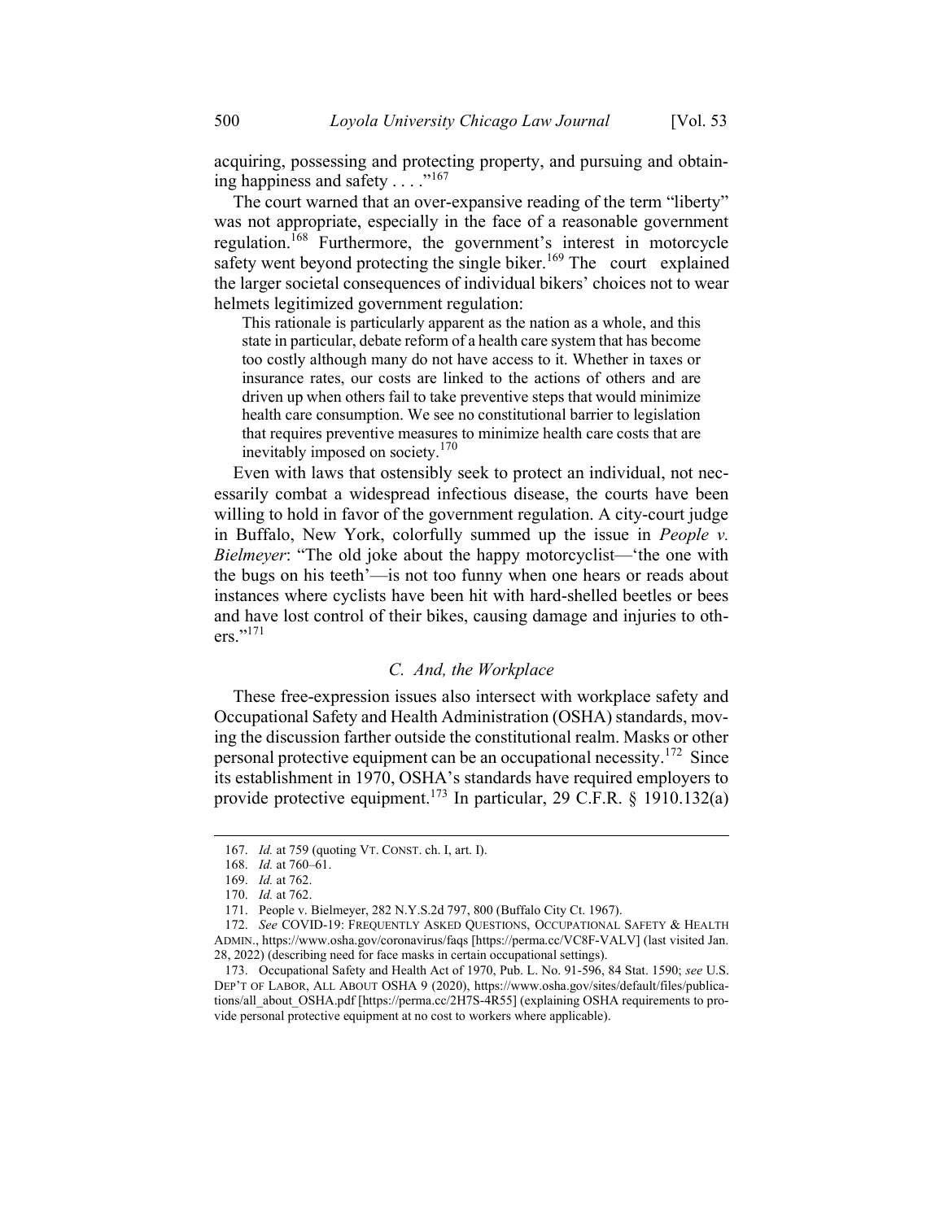acquiring, possessing and protecting property, and pursuing and obtaining happiness and safety . . . ."[167]

The court warned that an over-expansive reading of the term "liberty" was not appropriate, especially in the face of a reasonable government regulation.[168] Furthermore, the government's interest in motorcycle safety went beyond protecting the single biker.[169] The court explained the larger societal consequences of individual bikers' choices not to wear helmets legitimized government regulation:

> This rationale is particularly apparent as the nation as a whole, and this state in particular, debate reform of a health care system that has become too costly although many do not have access to it. Whether in taxes or insurance rates, our costs are linked to the actions of others and are driven up when others fail to take preventive steps that would minimize health care consumption. We see no constitutional barrier to legislation that requires preventive measures to minimize health care costs that are inevitably imposed on society.[170]

Even with laws that ostensibly seek to protect an individual, not necessarily combat a widespread infectious disease, the courts have been willing to hold in favor of the government regulation. A city-court judge in Buffalo, New York, colorfully summed up the issue in *People v. Bielmeyer*: "The old joke about the happy motorcyclist—'the one with the bugs on his teeth'—is not too funny when one hears or reads about instances where cyclists have been hit with hard-shelled beetles or bees and have lost control of their bikes, causing damage and injuries to others."[171]

### *C. And, the Workplace*

These free-expression issues also intersect with workplace safety and Occupational Safety and Health Administration (OSHA) standards, moving the discussion farther outside the constitutional realm. Masks or other personal protective equipment can be an occupational necessity.[172] Since its establishment in 1970, OSHA's standards have required employers to provide protective equipment.[173] In particular, 29 C.F.R. § 1910.132(a)

---

167. *Id.* at 759 (quoting VT. CONST. ch. I, art. I).

168. *Id.* at 760–61.

169. *Id.* at 762.

170. *Id.* at 762.

171. People v. Bielmeyer, 282 N.Y.S.2d 797, 800 (Buffalo City Ct. 1967).

172. *See* COVID-19: FREQUENTLY ASKED QUESTIONS, OCCUPATIONAL SAFETY & HEALTH ADMIN., https://www.osha.gov/coronavirus/faqs [https://perma.cc/VC8F-VALV] (last visited Jan. 28, 2022) (describing need for face masks in certain occupational settings).

173. Occupational Safety and Health Act of 1970, Pub. L. No. 91-596, 84 Stat. 1590; *see* U.S. DEP'T OF LABOR, ALL ABOUT OSHA 9 (2020), https://www.osha.gov/sites/default/files/publications/all_about_OSHA.pdf [https://perma.cc/2H7S-4R55] (explaining OSHA requirements to provide personal protective equipment at no cost to workers where applicable).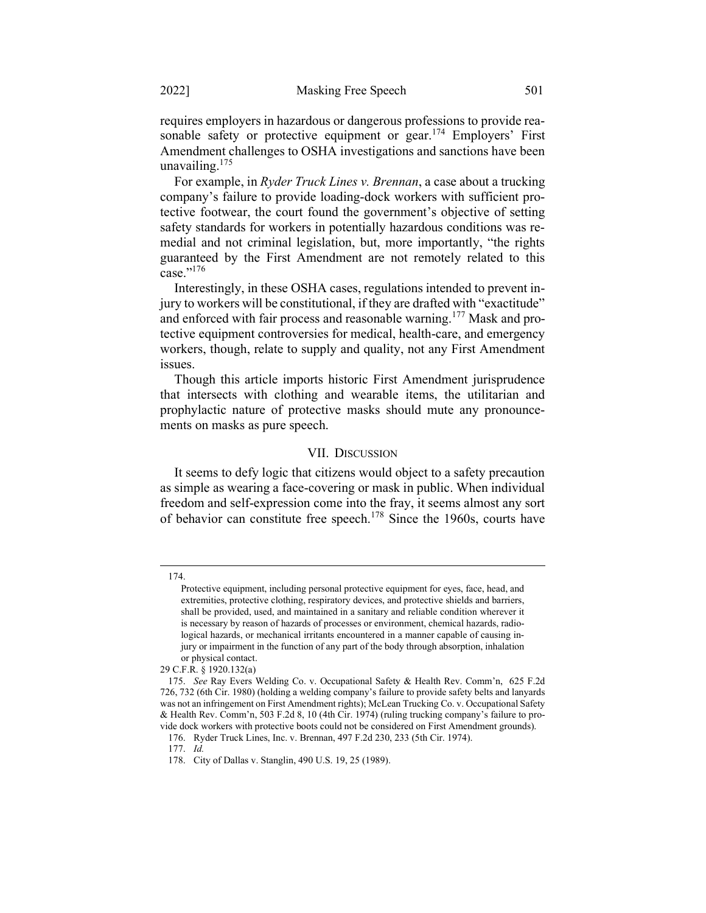requires employers in hazardous or dangerous professions to provide reasonable safety or protective equipment or gear.[174] Employers' First Amendment challenges to OSHA investigations and sanctions have been unavailing.[175]

For example, in *Ryder Truck Lines v. Brennan*, a case about a trucking company's failure to provide loading-dock workers with sufficient protective footwear, the court found the government's objective of setting safety standards for workers in potentially hazardous conditions was remedial and not criminal legislation, but, more importantly, "the rights guaranteed by the First Amendment are not remotely related to this case."[176]

Interestingly, in these OSHA cases, regulations intended to prevent injury to workers will be constitutional, if they are drafted with "exactitude" and enforced with fair process and reasonable warning.[177] Mask and protective equipment controversies for medical, health-care, and emergency workers, though, relate to supply and quality, not any First Amendment issues.

Though this article imports historic First Amendment jurisprudence that intersects with clothing and wearable items, the utilitarian and prophylactic nature of protective masks should mute any pronouncements on masks as pure speech.

## VII. Discussion

It seems to defy logic that citizens would object to a safety precaution as simple as wearing a face-covering or mask in public. When individual freedom and self-expression come into the fray, it seems almost any sort of behavior can constitute free speech.[178] Since the 1960s, courts have

---

174.

> Protective equipment, including personal protective equipment for eyes, face, head, and extremities, protective clothing, respiratory devices, and protective shields and barriers, shall be provided, used, and maintained in a sanitary and reliable condition wherever it is necessary by reason of hazards of processes or environment, chemical hazards, radiological hazards, or mechanical irritants encountered in a manner capable of causing injury or impairment in the function of any part of the body through absorption, inhalation or physical contact.

29 C.F.R. § 1920.132(a)

175. *See* Ray Evers Welding Co. v. Occupational Safety & Health Rev. Comm'n, 625 F.2d 726, 732 (6th Cir. 1980) (holding a welding company's failure to provide safety belts and lanyards was not an infringement on First Amendment rights); McLean Trucking Co. v. Occupational Safety & Health Rev. Comm'n, 503 F.2d 8, 10 (4th Cir. 1974) (ruling trucking company's failure to provide dock workers with protective boots could not be considered on First Amendment grounds).

176. Ryder Truck Lines, Inc. v. Brennan, 497 F.2d 230, 233 (5th Cir. 1974).

177. *Id.*

178. City of Dallas v. Stanglin, 490 U.S. 19, 25 (1989).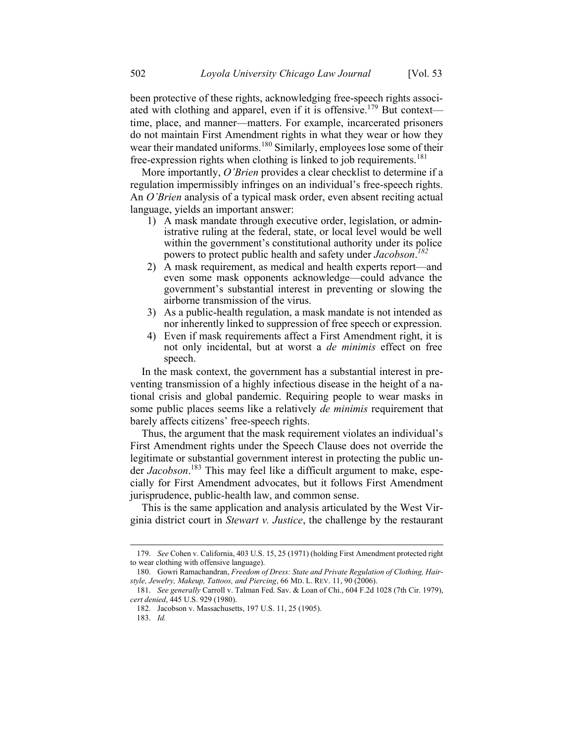been protective of these rights, acknowledging free-speech rights associated with clothing and apparel, even if it is offensive.[179] But context—time, place, and manner—matters. For example, incarcerated prisoners do not maintain First Amendment rights in what they wear or how they wear their mandated uniforms.[180] Similarly, employees lose some of their free-expression rights when clothing is linked to job requirements.[181]

More importantly, *O'Brien* provides a clear checklist to determine if a regulation impermissibly infringes on an individual's free-speech rights. An *O'Brien* analysis of a typical mask order, even absent reciting actual language, yields an important answer:

1) A mask mandate through executive order, legislation, or administrative ruling at the federal, state, or local level would be well within the government's constitutional authority under its police powers to protect public health and safety under *Jacobson*.[182]
2) A mask requirement, as medical and health experts report—and even some mask opponents acknowledge—could advance the government's substantial interest in preventing or slowing the airborne transmission of the virus.
3) As a public-health regulation, a mask mandate is not intended as nor inherently linked to suppression of free speech or expression.
4) Even if mask requirements affect a First Amendment right, it is not only incidental, but at worst a *de minimis* effect on free speech.

In the mask context, the government has a substantial interest in preventing transmission of a highly infectious disease in the height of a national crisis and global pandemic. Requiring people to wear masks in some public places seems like a relatively *de minimis* requirement that barely affects citizens' free-speech rights.

Thus, the argument that the mask requirement violates an individual's First Amendment rights under the Speech Clause does not override the legitimate or substantial government interest in protecting the public under *Jacobson*.[183] This may feel like a difficult argument to make, especially for First Amendment advocates, but it follows First Amendment jurisprudence, public-health law, and common sense.

This is the same application and analysis articulated by the West Virginia district court in *Stewart v. Justice*, the challenge by the restaurant

---

179. *See* Cohen v. California, 403 U.S. 15, 25 (1971) (holding First Amendment protected right to wear clothing with offensive language).

180. Gowri Ramachandran, *Freedom of Dress: State and Private Regulation of Clothing, Hairstyle, Jewelry, Makeup, Tattoos, and Piercing*, 66 MD. L. REV. 11, 90 (2006).

181. *See generally* Carroll v. Talman Fed. Sav. & Loan of Chi., 604 F.2d 1028 (7th Cir. 1979), *cert denied*, 445 U.S. 929 (1980).

182. Jacobson v. Massachusetts, 197 U.S. 11, 25 (1905).

183. *Id.*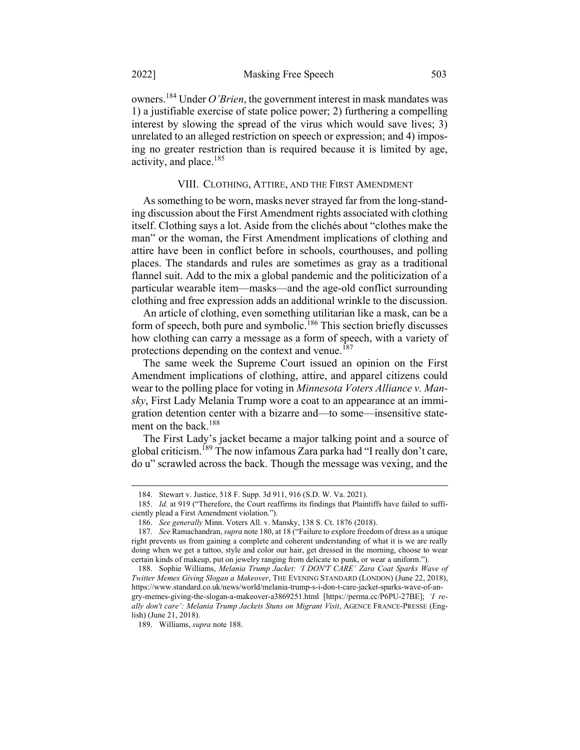owners.[184] Under *O'Brien*, the government interest in mask mandates was 1) a justifiable exercise of state police power; 2) furthering a compelling interest by slowing the spread of the virus which would save lives; 3) unrelated to an alleged restriction on speech or expression; and 4) imposing no greater restriction than is required because it is limited by age, activity, and place.[185]

## VIII. CLOTHING, ATTIRE, AND THE FIRST AMENDMENT

As something to be worn, masks never strayed far from the long-standing discussion about the First Amendment rights associated with clothing itself. Clothing says a lot. Aside from the clichés about "clothes make the man" or the woman, the First Amendment implications of clothing and attire have been in conflict before in schools, courthouses, and polling places. The standards and rules are sometimes as gray as a traditional flannel suit. Add to the mix a global pandemic and the politicization of a particular wearable item—masks—and the age-old conflict surrounding clothing and free expression adds an additional wrinkle to the discussion.

An article of clothing, even something utilitarian like a mask, can be a form of speech, both pure and symbolic.[186] This section briefly discusses how clothing can carry a message as a form of speech, with a variety of protections depending on the context and venue.[187]

The same week the Supreme Court issued an opinion on the First Amendment implications of clothing, attire, and apparel citizens could wear to the polling place for voting in *Minnesota Voters Alliance v. Mansky*, First Lady Melania Trump wore a coat to an appearance at an immigration detention center with a bizarre and—to some—insensitive statement on the back.[188]

The First Lady's jacket became a major talking point and a source of global criticism.[189] The now infamous Zara parka had "I really don't care, do u" scrawled across the back. Though the message was vexing, and the

---

184. Stewart v. Justice, 518 F. Supp. 3d 911, 916 (S.D. W. Va. 2021).

185. *Id.* at 919 ("Therefore, the Court reaffirms its findings that Plaintiffs have failed to sufficiently plead a First Amendment violation.").

186. *See generally* Minn. Voters All. v. Mansky, 138 S. Ct. 1876 (2018).

187. *See* Ramachandran, *supra* note 180, at 18 ("Failure to explore freedom of dress as a unique right prevents us from gaining a complete and coherent understanding of what it is we are really doing when we get a tattoo, style and color our hair, get dressed in the morning, choose to wear certain kinds of makeup, put on jewelry ranging from delicate to punk, or wear a uniform.").

188. Sophie Williams, *Melania Trump Jacket: 'I DON'T CARE' Zara Coat Sparks Wave of Twitter Memes Giving Slogan a Makeover*, THE EVENING STANDARD (LONDON) (June 22, 2018), https://www.standard.co.uk/news/world/melania-trump-s-i-don-t-care-jacket-sparks-wave-of-angry-memes-giving-the-slogan-a-makeover-a3869251.html [https://perma.cc/P6PU-27BE]; *'I really don't care': Melania Trump Jackets Stuns on Migrant Visit*, AGENCE FRANCE-PRESSE (English) (June 21, 2018).

189. Williams, *supra* note 188.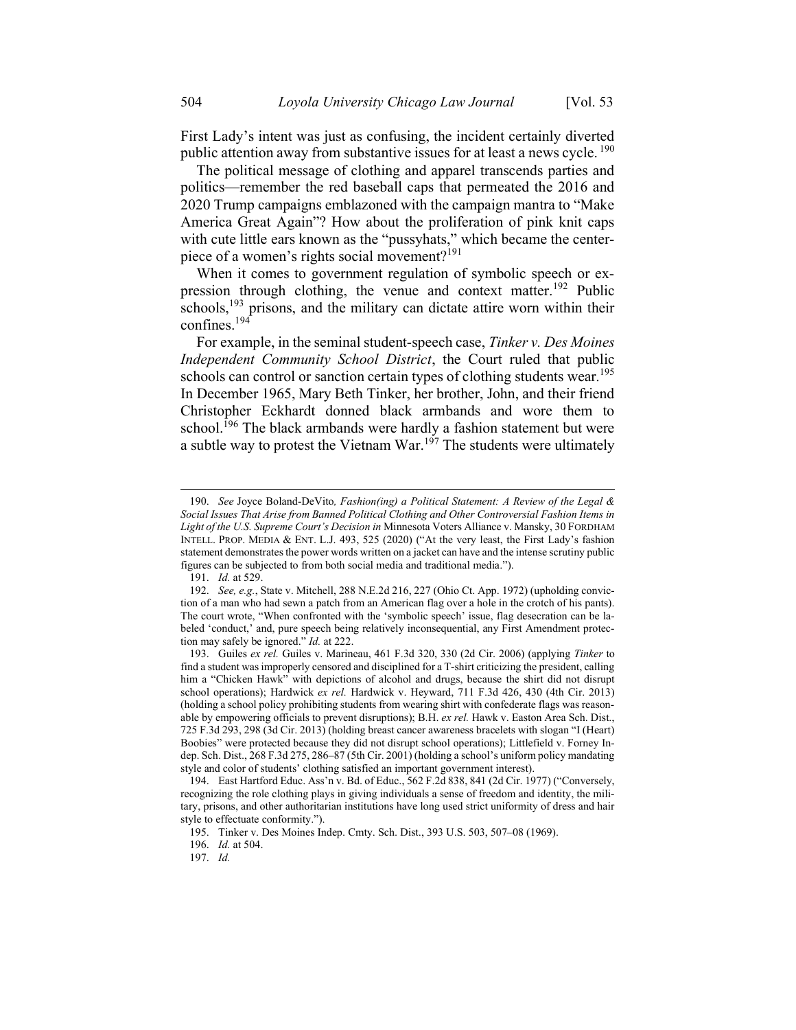First Lady's intent was just as confusing, the incident certainly diverted public attention away from substantive issues for at least a news cycle.[190]

The political message of clothing and apparel transcends parties and politics—remember the red baseball caps that permeated the 2016 and 2020 Trump campaigns emblazoned with the campaign mantra to "Make America Great Again"? How about the proliferation of pink knit caps with cute little ears known as the "pussyhats," which became the centerpiece of a women's rights social movement?[191]

When it comes to government regulation of symbolic speech or expression through clothing, the venue and context matter.[192] Public schools,[193] prisons, and the military can dictate attire worn within their confines.[194]

For example, in the seminal student-speech case, *Tinker v. Des Moines Independent Community School District*, the Court ruled that public schools can control or sanction certain types of clothing students wear.[195] In December 1965, Mary Beth Tinker, her brother, John, and their friend Christopher Eckhardt donned black armbands and wore them to school.[196] The black armbands were hardly a fashion statement but were a subtle way to protest the Vietnam War.[197] The students were ultimately

---

190. *See* Joyce Boland-DeVito*, Fashion(ing) a Political Statement: A Review of the Legal & Social Issues That Arise from Banned Political Clothing and Other Controversial Fashion Items in Light of the U.S. Supreme Court's Decision in* Minnesota Voters Alliance v. Mansky, 30 FORDHAM INTELL. PROP. MEDIA & ENT. L.J. 493, 525 (2020) ("At the very least, the First Lady's fashion statement demonstrates the power words written on a jacket can have and the intense scrutiny public figures can be subjected to from both social media and traditional media.").

191. *Id.* at 529.

192. *See, e.g.*, State v. Mitchell, 288 N.E.2d 216, 227 (Ohio Ct. App. 1972) (upholding conviction of a man who had sewn a patch from an American flag over a hole in the crotch of his pants). The court wrote, "When confronted with the 'symbolic speech' issue, flag desecration can be labeled 'conduct,' and, pure speech being relatively inconsequential, any First Amendment protection may safely be ignored." *Id.* at 222.

193. Guiles *ex rel.* Guiles v. Marineau, 461 F.3d 320, 330 (2d Cir. 2006) (applying *Tinker* to find a student was improperly censored and disciplined for a T-shirt criticizing the president, calling him a "Chicken Hawk" with depictions of alcohol and drugs, because the shirt did not disrupt school operations); Hardwick *ex rel.* Hardwick v. Heyward, 711 F.3d 426, 430 (4th Cir. 2013) (holding a school policy prohibiting students from wearing shirt with confederate flags was reasonable by empowering officials to prevent disruptions); B.H. *ex rel.* Hawk v. Easton Area Sch. Dist., 725 F.3d 293, 298 (3d Cir. 2013) (holding breast cancer awareness bracelets with slogan "I (Heart) Boobies" were protected because they did not disrupt school operations); Littlefield v. Forney Indep. Sch. Dist., 268 F.3d 275, 286–87 (5th Cir. 2001) (holding a school's uniform policy mandating style and color of students' clothing satisfied an important government interest).

194. East Hartford Educ. Ass'n v. Bd. of Educ., 562 F.2d 838, 841 (2d Cir. 1977) ("Conversely, recognizing the role clothing plays in giving individuals a sense of freedom and identity, the military, prisons, and other authoritarian institutions have long used strict uniformity of dress and hair style to effectuate conformity.").

195. Tinker v. Des Moines Indep. Cmty. Sch. Dist., 393 U.S. 503, 507–08 (1969).

196. *Id.* at 504.

197. *Id.*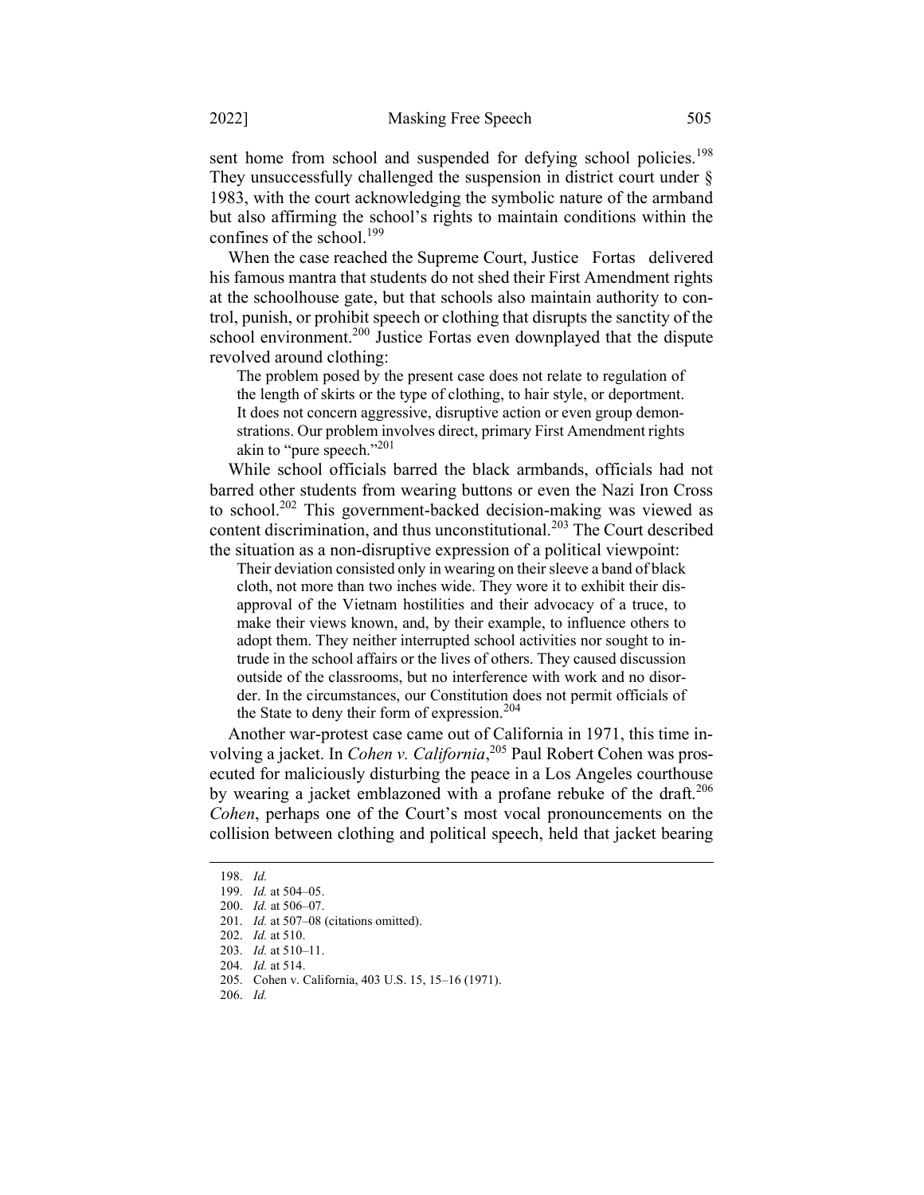sent home from school and suspended for defying school policies.[198] They unsuccessfully challenged the suspension in district court under § 1983, with the court acknowledging the symbolic nature of the armband but also affirming the school's rights to maintain conditions within the confines of the school.[199]

When the case reached the Supreme Court, Justice Fortas delivered his famous mantra that students do not shed their First Amendment rights at the schoolhouse gate, but that schools also maintain authority to control, punish, or prohibit speech or clothing that disrupts the sanctity of the school environment.[200] Justice Fortas even downplayed that the dispute revolved around clothing:

> The problem posed by the present case does not relate to regulation of the length of skirts or the type of clothing, to hair style, or deportment. It does not concern aggressive, disruptive action or even group demonstrations. Our problem involves direct, primary First Amendment rights akin to "pure speech."[201]

While school officials barred the black armbands, officials had not barred other students from wearing buttons or even the Nazi Iron Cross to school.[202] This government-backed decision-making was viewed as content discrimination, and thus unconstitutional.[203] The Court described the situation as a non-disruptive expression of a political viewpoint:

> Their deviation consisted only in wearing on their sleeve a band of black cloth, not more than two inches wide. They wore it to exhibit their disapproval of the Vietnam hostilities and their advocacy of a truce, to make their views known, and, by their example, to influence others to adopt them. They neither interrupted school activities nor sought to intrude in the school affairs or the lives of others. They caused discussion outside of the classrooms, but no interference with work and no disorder. In the circumstances, our Constitution does not permit officials of the State to deny their form of expression.[204]

Another war-protest case came out of California in 1971, this time involving a jacket. In *Cohen v. California*,[205] Paul Robert Cohen was prosecuted for maliciously disturbing the peace in a Los Angeles courthouse by wearing a jacket emblazoned with a profane rebuke of the draft.[206] *Cohen*, perhaps one of the Court's most vocal pronouncements on the collision between clothing and political speech, held that jacket bearing

---

198. *Id.*

199. *Id.* at 504–05.

200. *Id.* at 506–07.

201. *Id.* at 507–08 (citations omitted).

202. *Id.* at 510.

203. *Id.* at 510–11.

204. *Id.* at 514.

205. Cohen v. California, 403 U.S. 15, 15–16 (1971).

206. *Id.*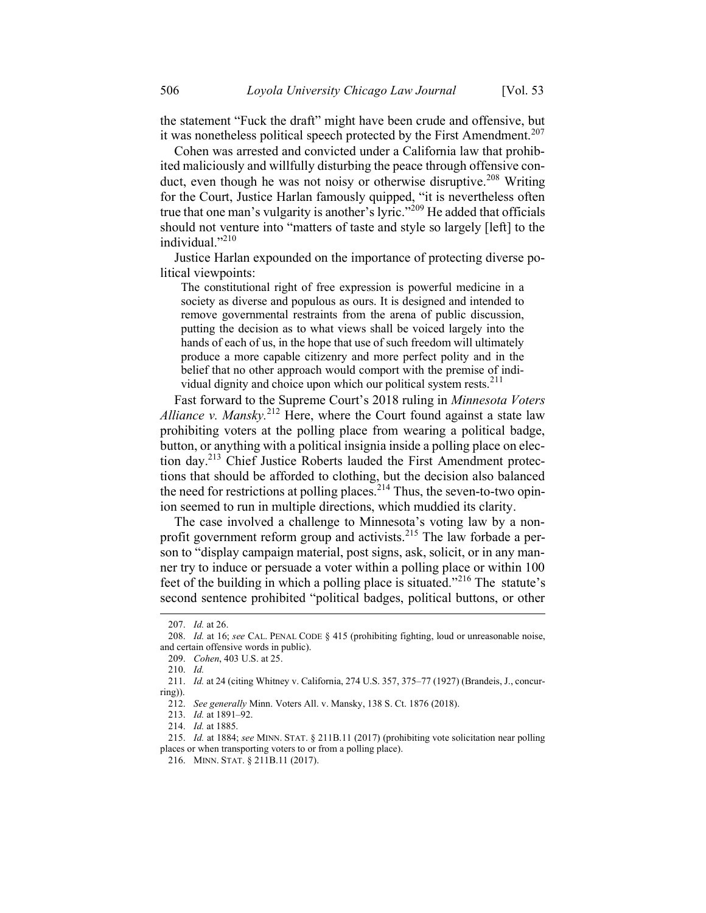the statement "Fuck the draft" might have been crude and offensive, but it was nonetheless political speech protected by the First Amendment.[207]

Cohen was arrested and convicted under a California law that prohibited maliciously and willfully disturbing the peace through offensive conduct, even though he was not noisy or otherwise disruptive.[208] Writing for the Court, Justice Harlan famously quipped, "it is nevertheless often true that one man's vulgarity is another's lyric."[209] He added that officials should not venture into "matters of taste and style so largely [left] to the individual."[210]

Justice Harlan expounded on the importance of protecting diverse political viewpoints:

> The constitutional right of free expression is powerful medicine in a society as diverse and populous as ours. It is designed and intended to remove governmental restraints from the arena of public discussion, putting the decision as to what views shall be voiced largely into the hands of each of us, in the hope that use of such freedom will ultimately produce a more capable citizenry and more perfect polity and in the belief that no other approach would comport with the premise of individual dignity and choice upon which our political system rests.[211]

Fast forward to the Supreme Court's 2018 ruling in *Minnesota Voters Alliance v. Mansky*.[212] Here, where the Court found against a state law prohibiting voters at the polling place from wearing a political badge, button, or anything with a political insignia inside a polling place on election day.[213] Chief Justice Roberts lauded the First Amendment protections that should be afforded to clothing, but the decision also balanced the need for restrictions at polling places.[214] Thus, the seven-to-two opinion seemed to run in multiple directions, which muddied its clarity.

The case involved a challenge to Minnesota's voting law by a nonprofit government reform group and activists.[215] The law forbade a person to "display campaign material, post signs, ask, solicit, or in any manner try to induce or persuade a voter within a polling place or within 100 feet of the building in which a polling place is situated."[216] The statute's second sentence prohibited "political badges, political buttons, or other

---

207. *Id.* at 26.

208. *Id.* at 16; *see* CAL. PENAL CODE § 415 (prohibiting fighting, loud or unreasonable noise, and certain offensive words in public).

209. *Cohen*, 403 U.S. at 25.

210. *Id.*

211. *Id.* at 24 (citing Whitney v. California, 274 U.S. 357, 375–77 (1927) (Brandeis, J., concurring)).

212. *See generally* Minn. Voters All. v. Mansky, 138 S. Ct. 1876 (2018).

213. *Id.* at 1891–92.

214. *Id.* at 1885.

215. *Id.* at 1884; *see* MINN. STAT. § 211B.11 (2017) (prohibiting vote solicitation near polling places or when transporting voters to or from a polling place).

216. MINN. STAT. § 211B.11 (2017).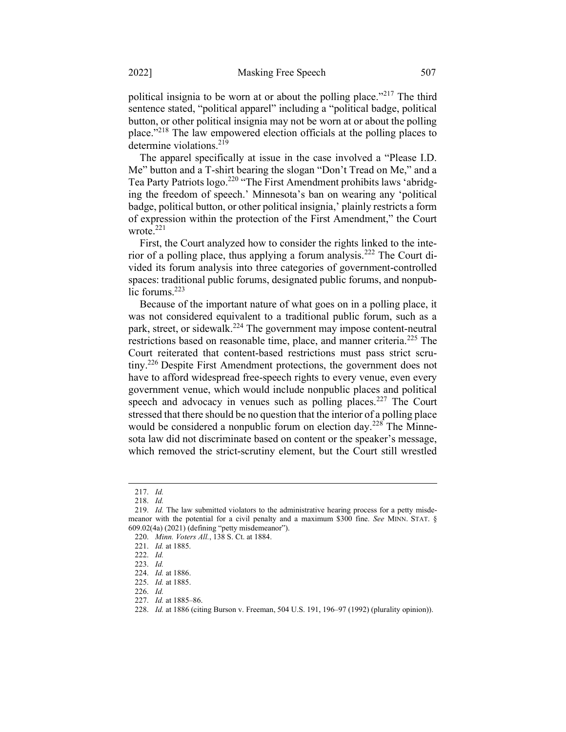political insignia to be worn at or about the polling place."[217] The third sentence stated, "political apparel" including a "political badge, political button, or other political insignia may not be worn at or about the polling place."[218] The law empowered election officials at the polling places to determine violations.[219]

The apparel specifically at issue in the case involved a "Please I.D. Me" button and a T-shirt bearing the slogan "Don't Tread on Me," and a Tea Party Patriots logo.[220] "The First Amendment prohibits laws 'abridging the freedom of speech.' Minnesota's ban on wearing any 'political badge, political button, or other political insignia,' plainly restricts a form of expression within the protection of the First Amendment," the Court wrote.[221]

First, the Court analyzed how to consider the rights linked to the interior of a polling place, thus applying a forum analysis.[222] The Court divided its forum analysis into three categories of government-controlled spaces: traditional public forums, designated public forums, and nonpublic forums.[223]

Because of the important nature of what goes on in a polling place, it was not considered equivalent to a traditional public forum, such as a park, street, or sidewalk.[224] The government may impose content-neutral restrictions based on reasonable time, place, and manner criteria.[225] The Court reiterated that content-based restrictions must pass strict scrutiny.[226] Despite First Amendment protections, the government does not have to afford widespread free-speech rights to every venue, even every government venue, which would include nonpublic places and political speech and advocacy in venues such as polling places.[227] The Court stressed that there should be no question that the interior of a polling place would be considered a nonpublic forum on election day.[228] The Minnesota law did not discriminate based on content or the speaker's message, which removed the strict-scrutiny element, but the Court still wrestled

---

217. *Id.*

218. *Id.*

219. *Id.* The law submitted violators to the administrative hearing process for a petty misdemeanor with the potential for a civil penalty and a maximum $300 fine. *See* MINN. STAT. § 609.02(4a) (2021) (defining "petty misdemeanor").

220. *Minn. Voters All.*, 138 S. Ct. at 1884.

221. *Id.* at 1885.

222. *Id.*

223. *Id.*

224. *Id.* at 1886.

225. *Id.* at 1885.

226. *Id.*

227. *Id.* at 1885–86.

228. *Id.* at 1886 (citing Burson v. Freeman, 504 U.S. 191, 196–97 (1992) (plurality opinion)).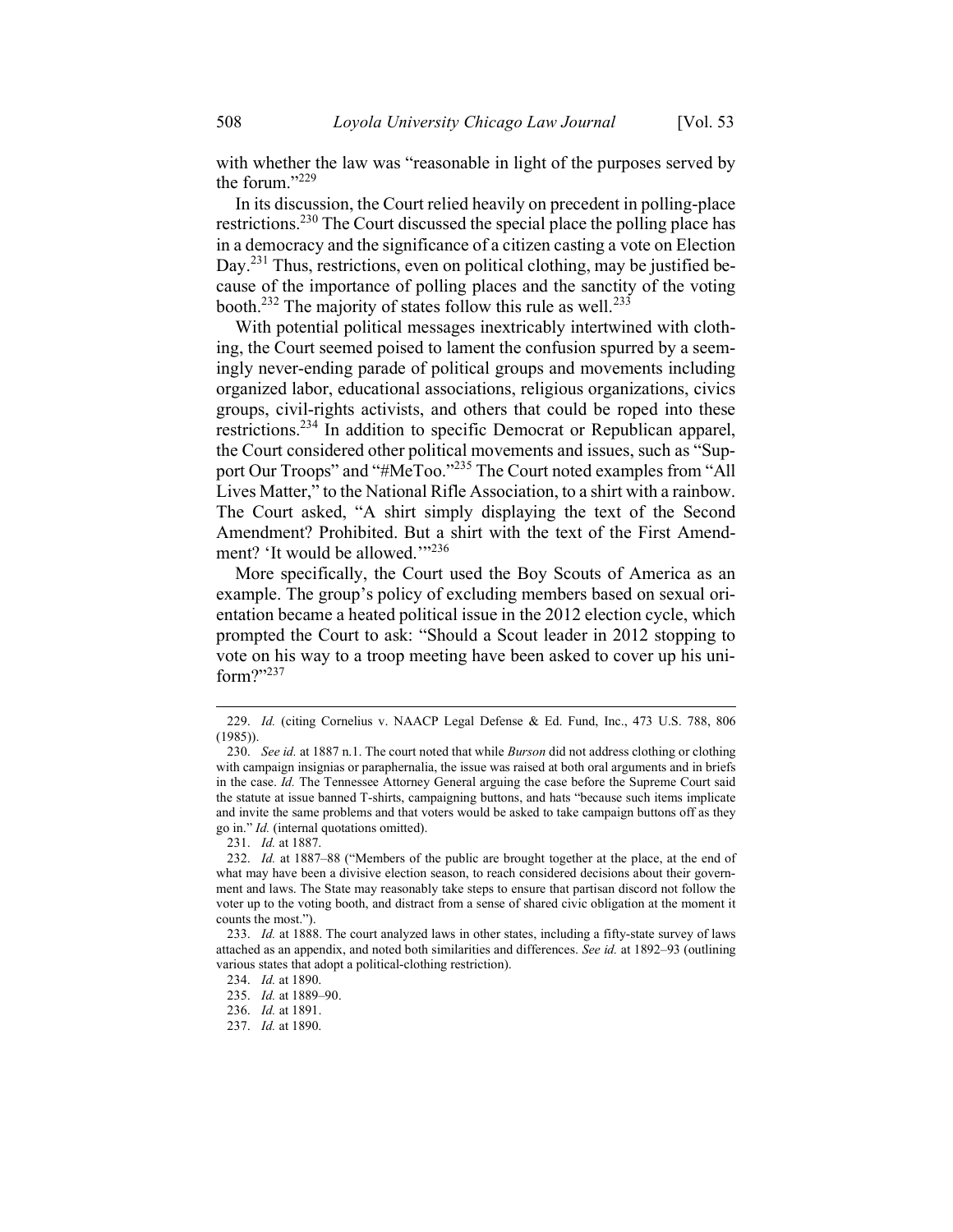with whether the law was "reasonable in light of the purposes served by the forum."[229]

In its discussion, the Court relied heavily on precedent in polling-place restrictions.[230] The Court discussed the special place the polling place has in a democracy and the significance of a citizen casting a vote on Election Day.[231] Thus, restrictions, even on political clothing, may be justified because of the importance of polling places and the sanctity of the voting booth.[232] The majority of states follow this rule as well.[233]

With potential political messages inextricably intertwined with clothing, the Court seemed poised to lament the confusion spurred by a seemingly never-ending parade of political groups and movements including organized labor, educational associations, religious organizations, civics groups, civil-rights activists, and others that could be roped into these restrictions.[234] In addition to specific Democrat or Republican apparel, the Court considered other political movements and issues, such as "Support Our Troops" and "#MeToo."[235] The Court noted examples from "All Lives Matter," to the National Rifle Association, to a shirt with a rainbow. The Court asked, "A shirt simply displaying the text of the Second Amendment? Prohibited. But a shirt with the text of the First Amendment? 'It would be allowed.'"[236]

More specifically, the Court used the Boy Scouts of America as an example. The group's policy of excluding members based on sexual orientation became a heated political issue in the 2012 election cycle, which prompted the Court to ask: "Should a Scout leader in 2012 stopping to vote on his way to a troop meeting have been asked to cover up his uniform?"[237]

---

229. *Id.* (citing Cornelius v. NAACP Legal Defense & Ed. Fund, Inc., 473 U.S. 788, 806 (1985)).

230. *See id.* at 1887 n.1. The court noted that while *Burson* did not address clothing or clothing with campaign insignias or paraphernalia, the issue was raised at both oral arguments and in briefs in the case. *Id.* The Tennessee Attorney General arguing the case before the Supreme Court said the statute at issue banned T-shirts, campaigning buttons, and hats "because such items implicate and invite the same problems and that voters would be asked to take campaign buttons off as they go in." *Id.* (internal quotations omitted).

231. *Id.* at 1887.

232. *Id.* at 1887–88 ("Members of the public are brought together at the place, at the end of what may have been a divisive election season, to reach considered decisions about their government and laws. The State may reasonably take steps to ensure that partisan discord not follow the voter up to the voting booth, and distract from a sense of shared civic obligation at the moment it counts the most.").

233. *Id.* at 1888. The court analyzed laws in other states, including a fifty-state survey of laws attached as an appendix, and noted both similarities and differences. *See id.* at 1892–93 (outlining various states that adopt a political-clothing restriction).

234. *Id.* at 1890.

235. *Id.* at 1889–90.

236. *Id.* at 1891.

237. *Id.* at 1890.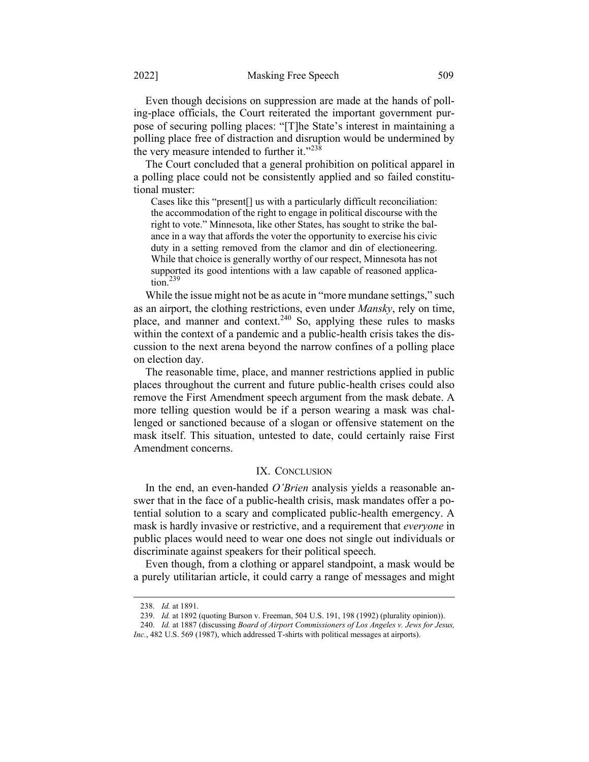Even though decisions on suppression are made at the hands of polling-place officials, the Court reiterated the important government purpose of securing polling places: "[T]he State's interest in maintaining a polling place free of distraction and disruption would be undermined by the very measure intended to further it."[238]

The Court concluded that a general prohibition on political apparel in a polling place could not be consistently applied and so failed constitutional muster:

> Cases like this "present[] us with a particularly difficult reconciliation: the accommodation of the right to engage in political discourse with the right to vote." Minnesota, like other States, has sought to strike the balance in a way that affords the voter the opportunity to exercise his civic duty in a setting removed from the clamor and din of electioneering. While that choice is generally worthy of our respect, Minnesota has not supported its good intentions with a law capable of reasoned application.[239]

While the issue might not be as acute in "more mundane settings," such as an airport, the clothing restrictions, even under *Mansky*, rely on time, place, and manner and context.[240] So, applying these rules to masks within the context of a pandemic and a public-health crisis takes the discussion to the next arena beyond the narrow confines of a polling place on election day.

The reasonable time, place, and manner restrictions applied in public places throughout the current and future public-health crises could also remove the First Amendment speech argument from the mask debate. A more telling question would be if a person wearing a mask was challenged or sanctioned because of a slogan or offensive statement on the mask itself. This situation, untested to date, could certainly raise First Amendment concerns.

## IX. Conclusion

In the end, an even-handed *O'Brien* analysis yields a reasonable answer that in the face of a public-health crisis, mask mandates offer a potential solution to a scary and complicated public-health emergency. A mask is hardly invasive or restrictive, and a requirement that *everyone* in public places would need to wear one does not single out individuals or discriminate against speakers for their political speech.

Even though, from a clothing or apparel standpoint, a mask would be a purely utilitarian article, it could carry a range of messages and might

---

238. *Id.* at 1891.

239. *Id.* at 1892 (quoting Burson v. Freeman, 504 U.S. 191, 198 (1992) (plurality opinion)).

240. *Id.* at 1887 (discussing *Board of Airport Commissioners of Los Angeles v. Jews for Jesus, Inc.*, 482 U.S. 569 (1987), which addressed T-shirts with political messages at airports).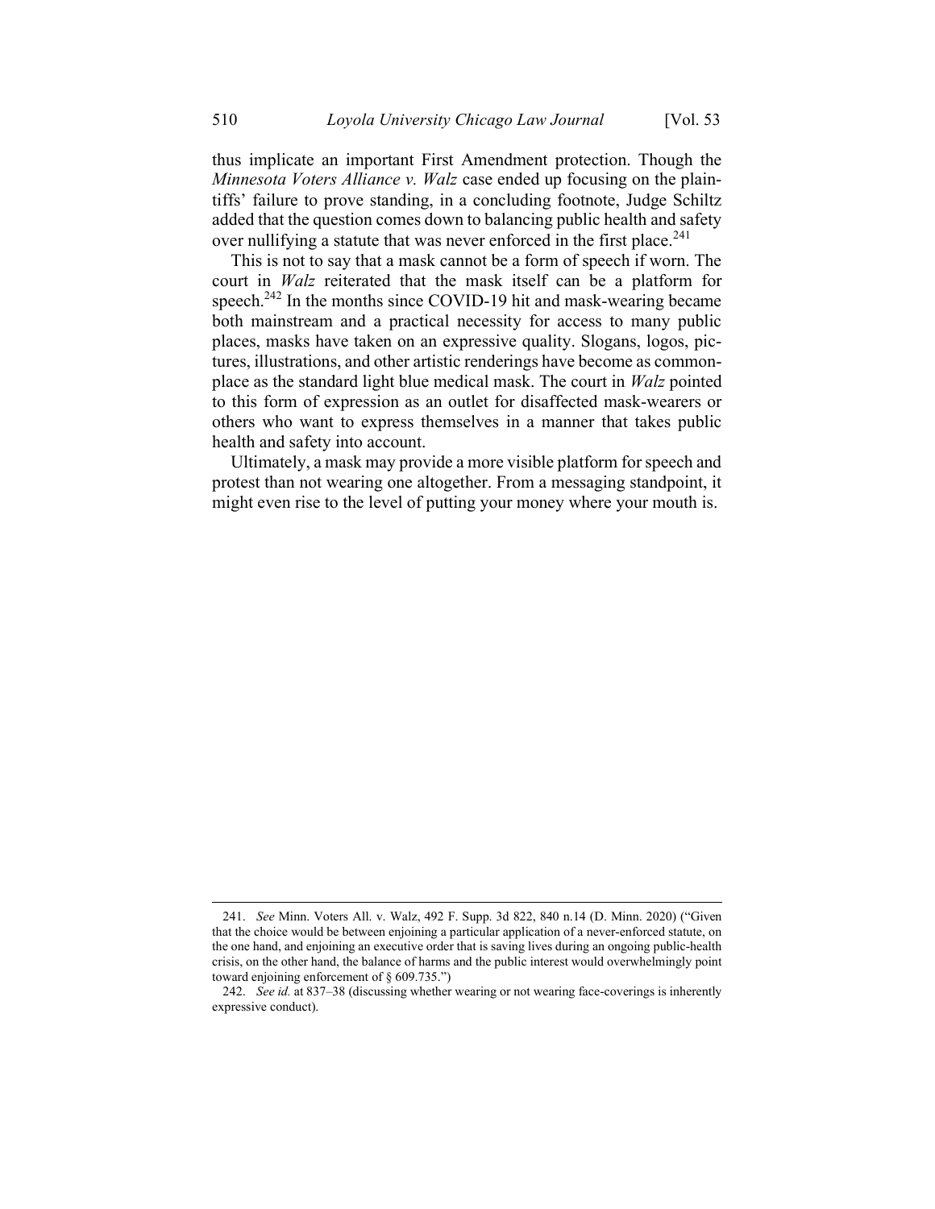thus implicate an important First Amendment protection. Though the *Minnesota Voters Alliance v. Walz* case ended up focusing on the plaintiffs' failure to prove standing, in a concluding footnote, Judge Schiltz added that the question comes down to balancing public health and safety over nullifying a statute that was never enforced in the first place.[241]

This is not to say that a mask cannot be a form of speech if worn. The court in *Walz* reiterated that the mask itself can be a platform for speech.[242] In the months since COVID-19 hit and mask-wearing became both mainstream and a practical necessity for access to many public places, masks have taken on an expressive quality. Slogans, logos, pictures, illustrations, and other artistic renderings have become as commonplace as the standard light blue medical mask. The court in *Walz* pointed to this form of expression as an outlet for disaffected mask-wearers or others who want to express themselves in a manner that takes public health and safety into account.

Ultimately, a mask may provide a more visible platform for speech and protest than not wearing one altogether. From a messaging standpoint, it might even rise to the level of putting your money where your mouth is.

---

241. *See* Minn. Voters All. v. Walz, 492 F. Supp. 3d 822, 840 n.14 (D. Minn. 2020) ("Given that the choice would be between enjoining a particular application of a never-enforced statute, on the one hand, and enjoining an executive order that is saving lives during an ongoing public-health crisis, on the other hand, the balance of harms and the public interest would overwhelmingly point toward enjoining enforcement of § 609.735.")

242. *See id.* at 837–38 (discussing whether wearing or not wearing face-coverings is inherently expressive conduct).